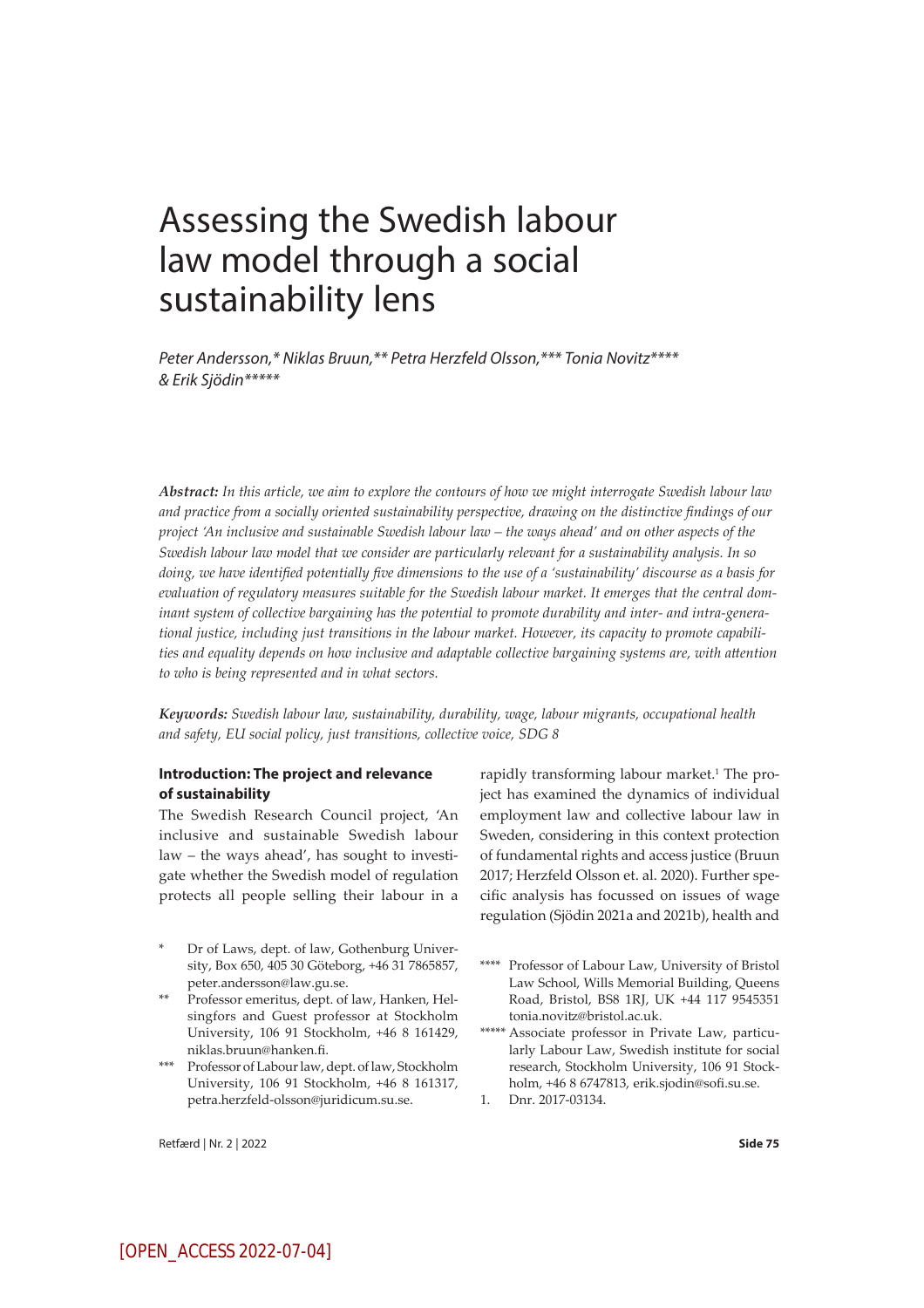# Assessing the Swedish labour law model through a social sustainability lens

*Peter Andersson,\* Niklas Bruun,\*\* Petra Herzfeld Olsson,\*\*\* Tonia Novitz\*\*\*\* & Erik Sjödin\*\*\*\*\**

***Abstract:*** *In this article, we aim to explore the contours of how we might interrogate Swedish labour law and practice from a socially oriented sustainability perspective, drawing on the distinctive findings of our project 'An inclusive and sustainable Swedish labour law – the ways ahead' and on other aspects of the Swedish labour law model that we consider are particularly relevant for a sustainability analysis. In so doing, we have identified potentially five dimensions to the use of a 'sustainability' discourse as a basis for evaluation of regulatory measures suitable for the Swedish labour market. It emerges that the central dominant system of collective bargaining has the potential to promote durability and inter- and intra-generational justice, including just transitions in the labour market. However, its capacity to promote capabilities and equality depends on how inclusive and adaptable collective bargaining systems are, with attention to who is being represented and in what sectors.*

***Keywords:*** *Swedish labour law, sustainability, durability, wage, labour migrants, occupational health and safety, EU social policy, just transitions, collective voice, SDG 8*

## Introduction: The project and relevance of sustainability

The Swedish Research Council project, 'An inclusive and sustainable Swedish labour law – the ways ahead', has sought to investigate whether the Swedish model of regulation protects all people selling their labour in a rapidly transforming labour market.[1] The project has examined the dynamics of individual employment law and collective labour law in Sweden, considering in this context protection of fundamental rights and access justice (Bruun 2017; Herzfeld Olsson et. al. 2020). Further specific analysis has focussed on issues of wage regulation (Sjödin 2021a and 2021b), health and

\* Dr of Laws, dept. of law, Gothenburg University, Box 650, 405 30 Göteborg, +46 31 7865857, peter.andersson@law.gu.se.

\*\* Professor emeritus, dept. of law, Hanken, Helsingfors and Guest professor at Stockholm University, 106 91 Stockholm, +46 8 161429, niklas.bruun@hanken.fi.

\*\*\* Professor of Labour law, dept. of law, Stockholm University, 106 91 Stockholm, +46 8 161317, petra.herzfeld-olsson@juridicum.su.se.

\*\*\*\* Professor of Labour Law, University of Bristol Law School, Wills Memorial Building, Queens Road, Bristol, BS8 1RJ, UK +44 117 9545351 tonia.novitz@bristol.ac.uk.

\*\*\*\*\* Associate professor in Private Law, particularly Labour Law, Swedish institute for social research, Stockholm University, 106 91 Stockholm, +46 8 6747813, erik.sjodin@sofi.su.se.

1. Dnr. 2017-03134.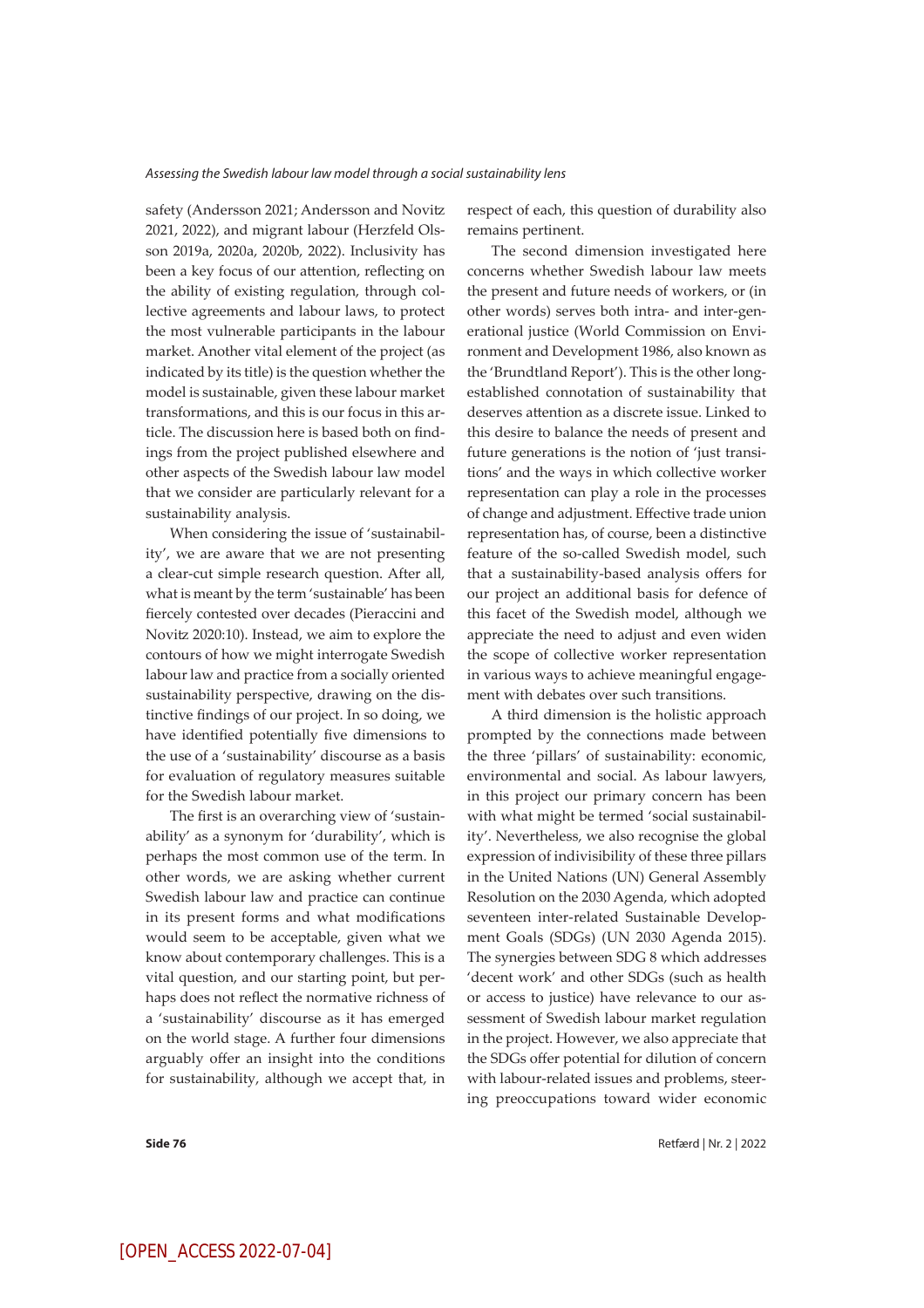safety (Andersson 2021; Andersson and Novitz 2021, 2022), and migrant labour (Herzfeld Olsson 2019a, 2020a, 2020b, 2022). Inclusivity has been a key focus of our attention, reflecting on the ability of existing regulation, through collective agreements and labour laws, to protect the most vulnerable participants in the labour market. Another vital element of the project (as indicated by its title) is the question whether the model is sustainable, given these labour market transformations, and this is our focus in this article. The discussion here is based both on findings from the project published elsewhere and other aspects of the Swedish labour law model that we consider are particularly relevant for a sustainability analysis.

When considering the issue of 'sustainability', we are aware that we are not presenting a clear-cut simple research question. After all, what is meant by the term 'sustainable' has been fiercely contested over decades (Pieraccini and Novitz 2020:10). Instead, we aim to explore the contours of how we might interrogate Swedish labour law and practice from a socially oriented sustainability perspective, drawing on the distinctive findings of our project. In so doing, we have identified potentially five dimensions to the use of a 'sustainability' discourse as a basis for evaluation of regulatory measures suitable for the Swedish labour market.

The first is an overarching view of 'sustainability' as a synonym for 'durability', which is perhaps the most common use of the term. In other words, we are asking whether current Swedish labour law and practice can continue in its present forms and what modifications would seem to be acceptable, given what we know about contemporary challenges. This is a vital question, and our starting point, but perhaps does not reflect the normative richness of a 'sustainability' discourse as it has emerged on the world stage. A further four dimensions arguably offer an insight into the conditions for sustainability, although we accept that, in respect of each, this question of durability also remains pertinent.

The second dimension investigated here concerns whether Swedish labour law meets the present and future needs of workers, or (in other words) serves both intra- and inter-generational justice (World Commission on Environment and Development 1986, also known as the 'Brundtland Report'). This is the other long-established connotation of sustainability that deserves attention as a discrete issue. Linked to this desire to balance the needs of present and future generations is the notion of 'just transitions' and the ways in which collective worker representation can play a role in the processes of change and adjustment. Effective trade union representation has, of course, been a distinctive feature of the so-called Swedish model, such that a sustainability-based analysis offers for our project an additional basis for defence of this facet of the Swedish model, although we appreciate the need to adjust and even widen the scope of collective worker representation in various ways to achieve meaningful engagement with debates over such transitions.

A third dimension is the holistic approach prompted by the connections made between the three 'pillars' of sustainability: economic, environmental and social. As labour lawyers, in this project our primary concern has been with what might be termed 'social sustainability'. Nevertheless, we also recognise the global expression of indivisibility of these three pillars in the United Nations (UN) General Assembly Resolution on the 2030 Agenda, which adopted seventeen inter-related Sustainable Development Goals (SDGs) (UN 2030 Agenda 2015). The synergies between SDG 8 which addresses 'decent work' and other SDGs (such as health or access to justice) have relevance to our assessment of Swedish labour market regulation in the project. However, we also appreciate that the SDGs offer potential for dilution of concern with labour-related issues and problems, steering preoccupations toward wider economic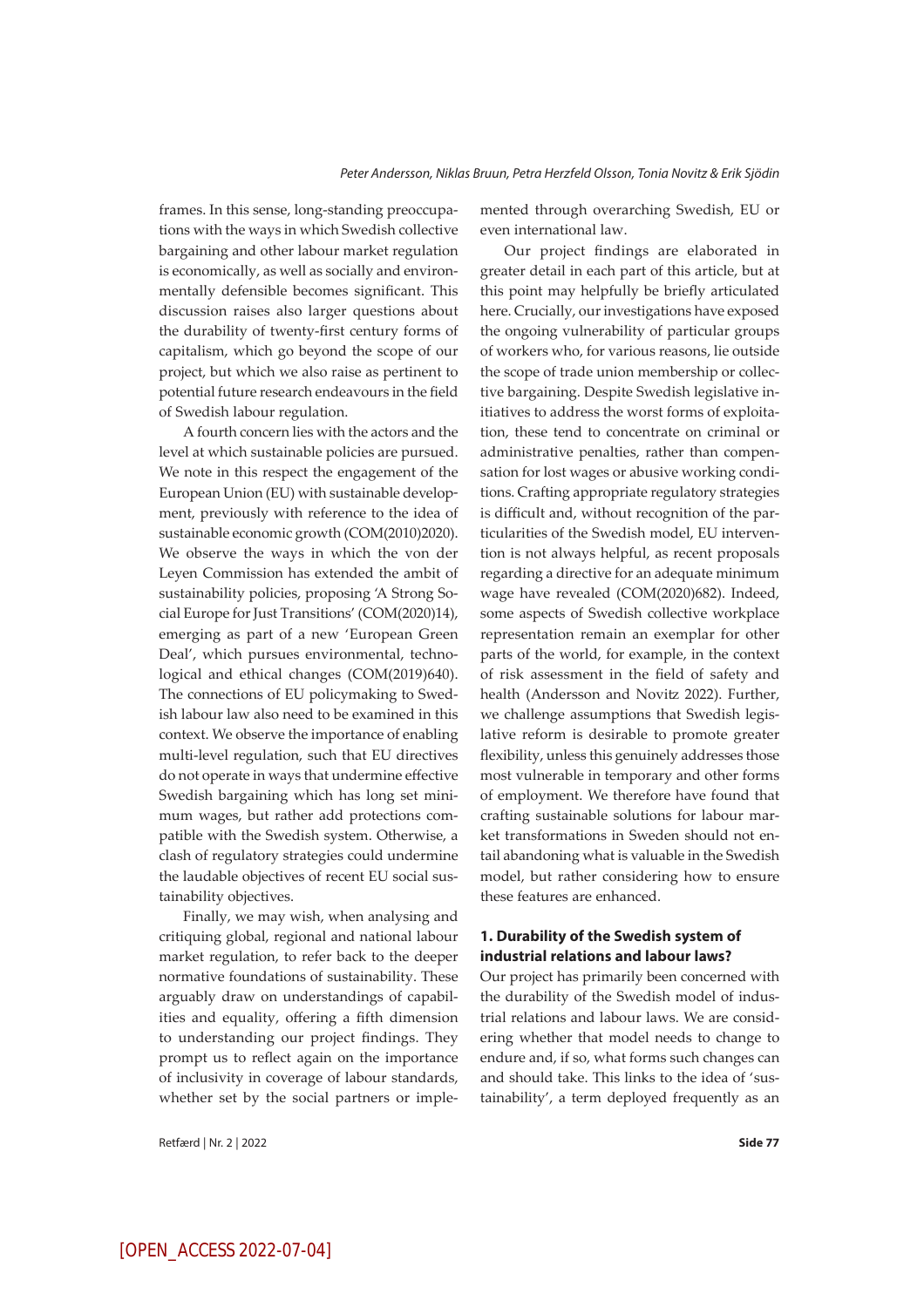frames. In this sense, long-standing preoccupations with the ways in which Swedish collective bargaining and other labour market regulation is economically, as well as socially and environmentally defensible becomes significant. This discussion raises also larger questions about the durability of twenty-first century forms of capitalism, which go beyond the scope of our project, but which we also raise as pertinent to potential future research endeavours in the field of Swedish labour regulation.

A fourth concern lies with the actors and the level at which sustainable policies are pursued. We note in this respect the engagement of the European Union (EU) with sustainable development, previously with reference to the idea of sustainable economic growth (COM(2010)2020). We observe the ways in which the von der Leyen Commission has extended the ambit of sustainability policies, proposing 'A Strong Social Europe for Just Transitions' (COM(2020)14), emerging as part of a new 'European Green Deal', which pursues environmental, technological and ethical changes (COM(2019)640). The connections of EU policymaking to Swedish labour law also need to be examined in this context. We observe the importance of enabling multi-level regulation, such that EU directives do not operate in ways that undermine effective Swedish bargaining which has long set minimum wages, but rather add protections compatible with the Swedish system. Otherwise, a clash of regulatory strategies could undermine the laudable objectives of recent EU social sustainability objectives.

Finally, we may wish, when analysing and critiquing global, regional and national labour market regulation, to refer back to the deeper normative foundations of sustainability. These arguably draw on understandings of capabilities and equality, offering a fifth dimension to understanding our project findings. They prompt us to reflect again on the importance of inclusivity in coverage of labour standards, whether set by the social partners or implemented through overarching Swedish, EU or even international law.

Our project findings are elaborated in greater detail in each part of this article, but at this point may helpfully be briefly articulated here. Crucially, our investigations have exposed the ongoing vulnerability of particular groups of workers who, for various reasons, lie outside the scope of trade union membership or collective bargaining. Despite Swedish legislative initiatives to address the worst forms of exploitation, these tend to concentrate on criminal or administrative penalties, rather than compensation for lost wages or abusive working conditions. Crafting appropriate regulatory strategies is difficult and, without recognition of the particularities of the Swedish model, EU intervention is not always helpful, as recent proposals regarding a directive for an adequate minimum wage have revealed (COM(2020)682). Indeed, some aspects of Swedish collective workplace representation remain an exemplar for other parts of the world, for example, in the context of risk assessment in the field of safety and health (Andersson and Novitz 2022). Further, we challenge assumptions that Swedish legislative reform is desirable to promote greater flexibility, unless this genuinely addresses those most vulnerable in temporary and other forms of employment. We therefore have found that crafting sustainable solutions for labour market transformations in Sweden should not entail abandoning what is valuable in the Swedish model, but rather considering how to ensure these features are enhanced.

## 1. Durability of the Swedish system of industrial relations and labour laws?

Our project has primarily been concerned with the durability of the Swedish model of industrial relations and labour laws. We are considering whether that model needs to change to endure and, if so, what forms such changes can and should take. This links to the idea of 'sustainability', a term deployed frequently as an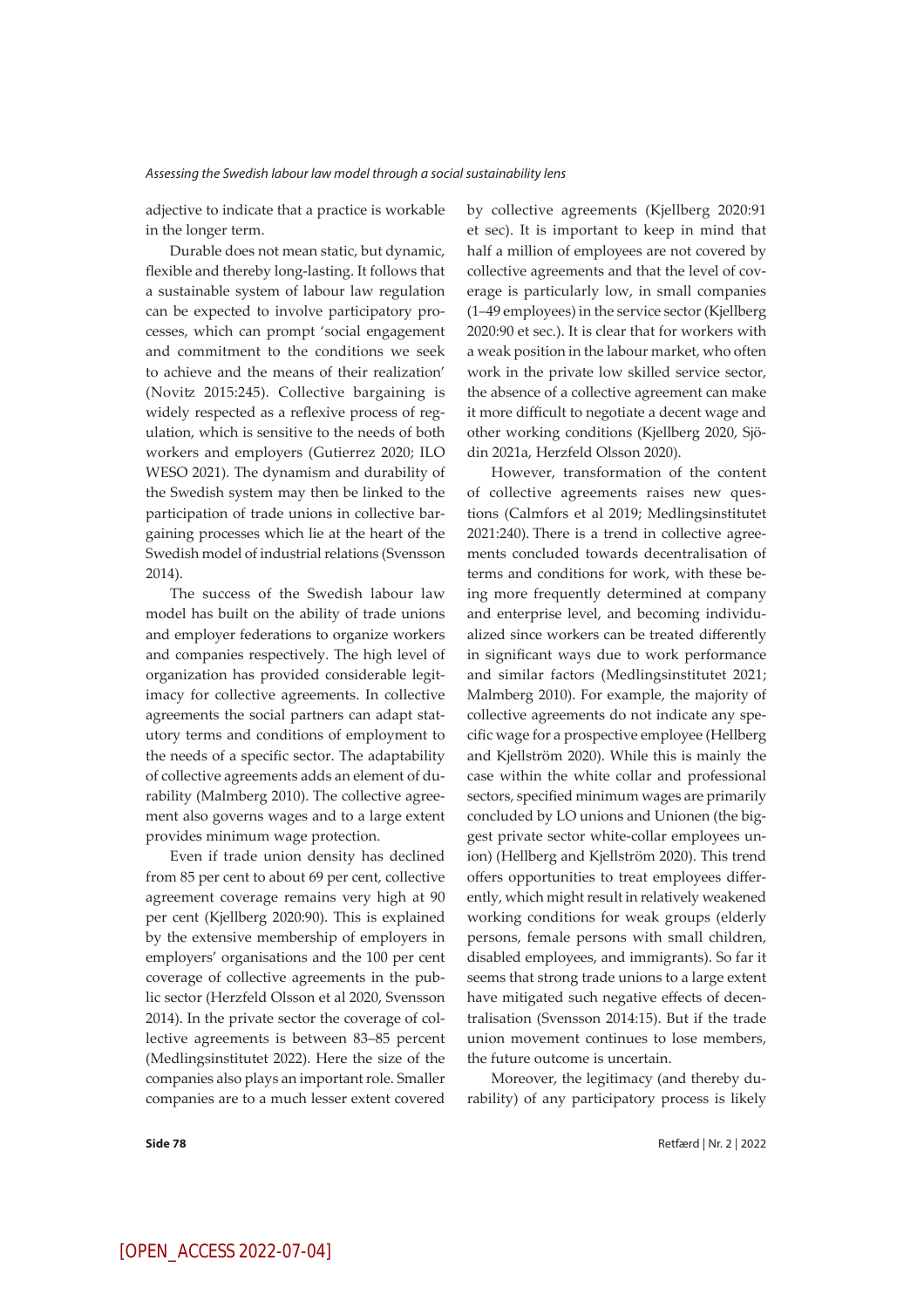adjective to indicate that a practice is workable in the longer term.

Durable does not mean static, but dynamic, flexible and thereby long-lasting. It follows that a sustainable system of labour law regulation can be expected to involve participatory processes, which can prompt 'social engagement and commitment to the conditions we seek to achieve and the means of their realization' (Novitz 2015:245). Collective bargaining is widely respected as a reflexive process of regulation, which is sensitive to the needs of both workers and employers (Gutierrez 2020; ILO WESO 2021). The dynamism and durability of the Swedish system may then be linked to the participation of trade unions in collective bargaining processes which lie at the heart of the Swedish model of industrial relations (Svensson 2014).

The success of the Swedish labour law model has built on the ability of trade unions and employer federations to organize workers and companies respectively. The high level of organization has provided considerable legitimacy for collective agreements. In collective agreements the social partners can adapt statutory terms and conditions of employment to the needs of a specific sector. The adaptability of collective agreements adds an element of durability (Malmberg 2010). The collective agreement also governs wages and to a large extent provides minimum wage protection.

Even if trade union density has declined from 85 per cent to about 69 per cent, collective agreement coverage remains very high at 90 per cent (Kjellberg 2020:90). This is explained by the extensive membership of employers in employers' organisations and the 100 per cent coverage of collective agreements in the public sector (Herzfeld Olsson et al 2020, Svensson 2014). In the private sector the coverage of collective agreements is between 83–85 percent (Medlingsinstitutet 2022). Here the size of the companies also plays an important role. Smaller companies are to a much lesser extent covered by collective agreements (Kjellberg 2020:91 et sec). It is important to keep in mind that half a million of employees are not covered by collective agreements and that the level of coverage is particularly low, in small companies (1–49 employees) in the service sector (Kjellberg 2020:90 et sec.). It is clear that for workers with a weak position in the labour market, who often work in the private low skilled service sector, the absence of a collective agreement can make it more difficult to negotiate a decent wage and other working conditions (Kjellberg 2020, Sjödin 2021a, Herzfeld Olsson 2020).

However, transformation of the content of collective agreements raises new questions (Calmfors et al 2019; Medlingsinstitutet 2021:240). There is a trend in collective agreements concluded towards decentralisation of terms and conditions for work, with these being more frequently determined at company and enterprise level, and becoming individualized since workers can be treated differently in significant ways due to work performance and similar factors (Medlingsinstitutet 2021; Malmberg 2010). For example, the majority of collective agreements do not indicate any specific wage for a prospective employee (Hellberg and Kjellström 2020). While this is mainly the case within the white collar and professional sectors, specified minimum wages are primarily concluded by LO unions and Unionen (the biggest private sector white-collar employees union) (Hellberg and Kjellström 2020). This trend offers opportunities to treat employees differently, which might result in relatively weakened working conditions for weak groups (elderly persons, female persons with small children, disabled employees, and immigrants). So far it seems that strong trade unions to a large extent have mitigated such negative effects of decentralisation (Svensson 2014:15). But if the trade union movement continues to lose members, the future outcome is uncertain.

Moreover, the legitimacy (and thereby durability) of any participatory process is likely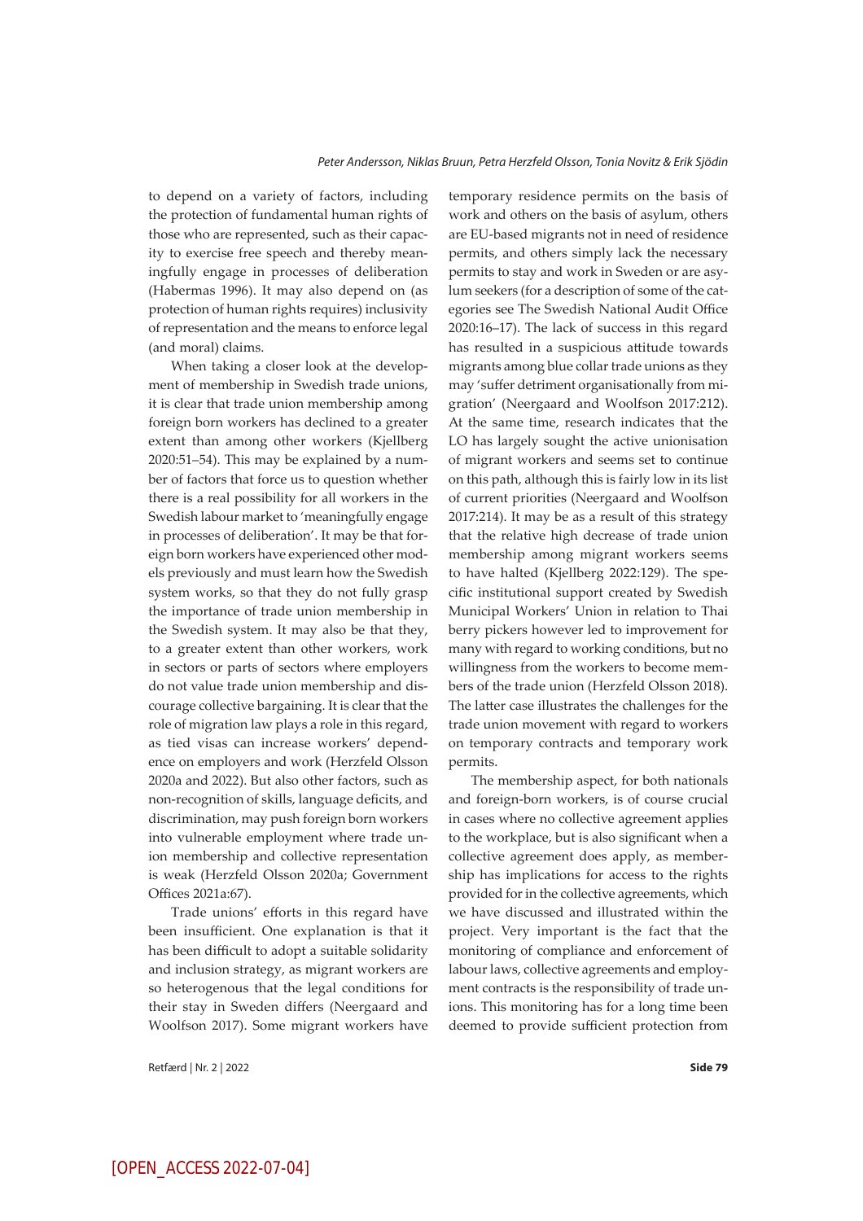to depend on a variety of factors, including the protection of fundamental human rights of those who are represented, such as their capacity to exercise free speech and thereby meaningfully engage in processes of deliberation (Habermas 1996). It may also depend on (as protection of human rights requires) inclusivity of representation and the means to enforce legal (and moral) claims.

When taking a closer look at the development of membership in Swedish trade unions, it is clear that trade union membership among foreign born workers has declined to a greater extent than among other workers (Kjellberg 2020:51–54). This may be explained by a number of factors that force us to question whether there is a real possibility for all workers in the Swedish labour market to 'meaningfully engage in processes of deliberation'. It may be that foreign born workers have experienced other models previously and must learn how the Swedish system works, so that they do not fully grasp the importance of trade union membership in the Swedish system. It may also be that they, to a greater extent than other workers, work in sectors or parts of sectors where employers do not value trade union membership and discourage collective bargaining. It is clear that the role of migration law plays a role in this regard, as tied visas can increase workers' dependence on employers and work (Herzfeld Olsson 2020a and 2022). But also other factors, such as non-recognition of skills, language deficits, and discrimination, may push foreign born workers into vulnerable employment where trade union membership and collective representation is weak (Herzfeld Olsson 2020a; Government Offices 2021a:67).

Trade unions' efforts in this regard have been insufficient. One explanation is that it has been difficult to adopt a suitable solidarity and inclusion strategy, as migrant workers are so heterogenous that the legal conditions for their stay in Sweden differs (Neergaard and Woolfson 2017). Some migrant workers have temporary residence permits on the basis of work and others on the basis of asylum, others are EU-based migrants not in need of residence permits, and others simply lack the necessary permits to stay and work in Sweden or are asylum seekers (for a description of some of the categories see The Swedish National Audit Office 2020:16–17). The lack of success in this regard has resulted in a suspicious attitude towards migrants among blue collar trade unions as they may 'suffer detriment organisationally from migration' (Neergaard and Woolfson 2017:212). At the same time, research indicates that the LO has largely sought the active unionisation of migrant workers and seems set to continue on this path, although this is fairly low in its list of current priorities (Neergaard and Woolfson 2017:214). It may be as a result of this strategy that the relative high decrease of trade union membership among migrant workers seems to have halted (Kjellberg 2022:129). The specific institutional support created by Swedish Municipal Workers' Union in relation to Thai berry pickers however led to improvement for many with regard to working conditions, but no willingness from the workers to become members of the trade union (Herzfeld Olsson 2018). The latter case illustrates the challenges for the trade union movement with regard to workers on temporary contracts and temporary work permits.

The membership aspect, for both nationals and foreign-born workers, is of course crucial in cases where no collective agreement applies to the workplace, but is also significant when a collective agreement does apply, as membership has implications for access to the rights provided for in the collective agreements, which we have discussed and illustrated within the project. Very important is the fact that the monitoring of compliance and enforcement of labour laws, collective agreements and employment contracts is the responsibility of trade unions. This monitoring has for a long time been deemed to provide sufficient protection from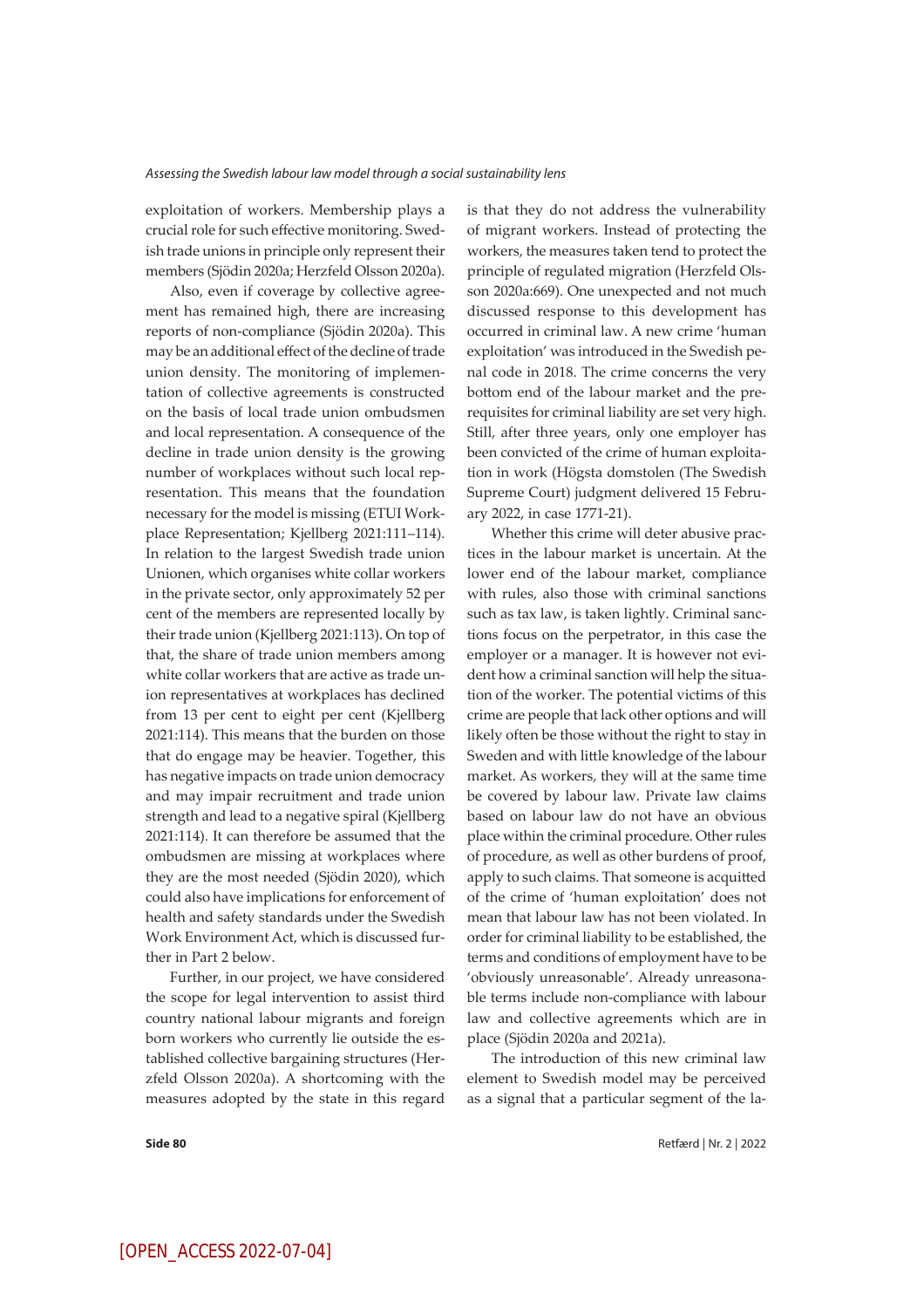exploitation of workers. Membership plays a crucial role for such effective monitoring. Swedish trade unions in principle only represent their members (Sjödin 2020a; Herzfeld Olsson 2020a).

Also, even if coverage by collective agreement has remained high, there are increasing reports of non-compliance (Sjödin 2020a). This may be an additional effect of the decline of trade union density. The monitoring of implementation of collective agreements is constructed on the basis of local trade union ombudsmen and local representation. A consequence of the decline in trade union density is the growing number of workplaces without such local representation. This means that the foundation necessary for the model is missing (ETUI Workplace Representation; Kjellberg 2021:111–114). In relation to the largest Swedish trade union Unionen, which organises white collar workers in the private sector, only approximately 52 per cent of the members are represented locally by their trade union (Kjellberg 2021:113). On top of that, the share of trade union members among white collar workers that are active as trade union representatives at workplaces has declined from 13 per cent to eight per cent (Kjellberg 2021:114). This means that the burden on those that do engage may be heavier. Together, this has negative impacts on trade union democracy and may impair recruitment and trade union strength and lead to a negative spiral (Kjellberg 2021:114). It can therefore be assumed that the ombudsmen are missing at workplaces where they are the most needed (Sjödin 2020), which could also have implications for enforcement of health and safety standards under the Swedish Work Environment Act, which is discussed further in Part 2 below.

Further, in our project, we have considered the scope for legal intervention to assist third country national labour migrants and foreign born workers who currently lie outside the established collective bargaining structures (Herzfeld Olsson 2020a). A shortcoming with the measures adopted by the state in this regard is that they do not address the vulnerability of migrant workers. Instead of protecting the workers, the measures taken tend to protect the principle of regulated migration (Herzfeld Olsson 2020a:669). One unexpected and not much discussed response to this development has occurred in criminal law. A new crime 'human exploitation' was introduced in the Swedish penal code in 2018. The crime concerns the very bottom end of the labour market and the prerequisites for criminal liability are set very high. Still, after three years, only one employer has been convicted of the crime of human exploitation in work (Högsta domstolen (The Swedish Supreme Court) judgment delivered 15 February 2022, in case 1771-21).

Whether this crime will deter abusive practices in the labour market is uncertain. At the lower end of the labour market, compliance with rules, also those with criminal sanctions such as tax law, is taken lightly. Criminal sanctions focus on the perpetrator, in this case the employer or a manager. It is however not evident how a criminal sanction will help the situation of the worker. The potential victims of this crime are people that lack other options and will likely often be those without the right to stay in Sweden and with little knowledge of the labour market. As workers, they will at the same time be covered by labour law. Private law claims based on labour law do not have an obvious place within the criminal procedure. Other rules of procedure, as well as other burdens of proof, apply to such claims. That someone is acquitted of the crime of 'human exploitation' does not mean that labour law has not been violated. In order for criminal liability to be established, the terms and conditions of employment have to be 'obviously unreasonable'. Already unreasonable terms include non-compliance with labour law and collective agreements which are in place (Sjödin 2020a and 2021a).

The introduction of this new criminal law element to Swedish model may be perceived as a signal that a particular segment of the la-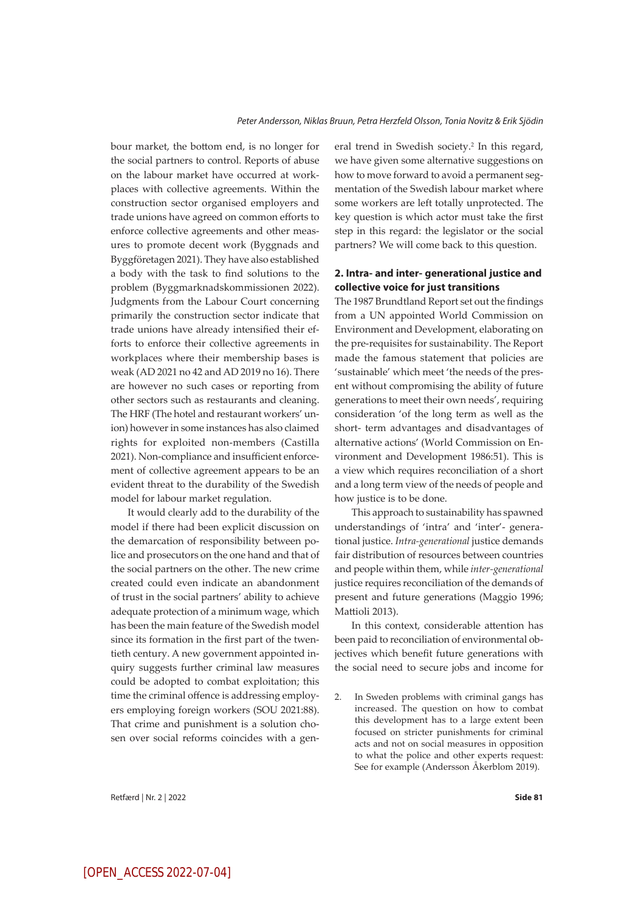bour market, the bottom end, is no longer for the social partners to control. Reports of abuse on the labour market have occurred at workplaces with collective agreements. Within the construction sector organised employers and trade unions have agreed on common efforts to enforce collective agreements and other measures to promote decent work (Byggnads and Byggföretagen 2021). They have also established a body with the task to find solutions to the problem (Byggmarknadskommissionen 2022). Judgments from the Labour Court concerning primarily the construction sector indicate that trade unions have already intensified their efforts to enforce their collective agreements in workplaces where their membership bases is weak (AD 2021 no 42 and AD 2019 no 16). There are however no such cases or reporting from other sectors such as restaurants and cleaning. The HRF (The hotel and restaurant workers' union) however in some instances has also claimed rights for exploited non-members (Castilla 2021). Non-compliance and insufficient enforcement of collective agreement appears to be an evident threat to the durability of the Swedish model for labour market regulation.

It would clearly add to the durability of the model if there had been explicit discussion on the demarcation of responsibility between police and prosecutors on the one hand and that of the social partners on the other. The new crime created could even indicate an abandonment of trust in the social partners' ability to achieve adequate protection of a minimum wage, which has been the main feature of the Swedish model since its formation in the first part of the twentieth century. A new government appointed inquiry suggests further criminal law measures could be adopted to combat exploitation; this time the criminal offence is addressing employers employing foreign workers (SOU 2021:88). That crime and punishment is a solution chosen over social reforms coincides with a general trend in Swedish society.[2] In this regard, we have given some alternative suggestions on how to move forward to avoid a permanent segmentation of the Swedish labour market where some workers are left totally unprotected. The key question is which actor must take the first step in this regard: the legislator or the social partners? We will come back to this question.

## 2. Intra- and inter- generational justice and collective voice for just transitions

The 1987 Brundtland Report set out the findings from a UN appointed World Commission on Environment and Development, elaborating on the pre-requisites for sustainability. The Report made the famous statement that policies are 'sustainable' which meet 'the needs of the present without compromising the ability of future generations to meet their own needs', requiring consideration 'of the long term as well as the short- term advantages and disadvantages of alternative actions' (World Commission on Environment and Development 1986:51). This is a view which requires reconciliation of a short and a long term view of the needs of people and how justice is to be done.

This approach to sustainability has spawned understandings of 'intra' and 'inter'- generational justice. *Intra-generational* justice demands fair distribution of resources between countries and people within them, while *inter-generational* justice requires reconciliation of the demands of present and future generations (Maggio 1996; Mattioli 2013).

In this context, considerable attention has been paid to reconciliation of environmental objectives which benefit future generations with the social need to secure jobs and income for

2. In Sweden problems with criminal gangs has increased. The question on how to combat this development has to a large extent been focused on stricter punishments for criminal acts and not on social measures in opposition to what the police and other experts request: See for example (Andersson Åkerblom 2019).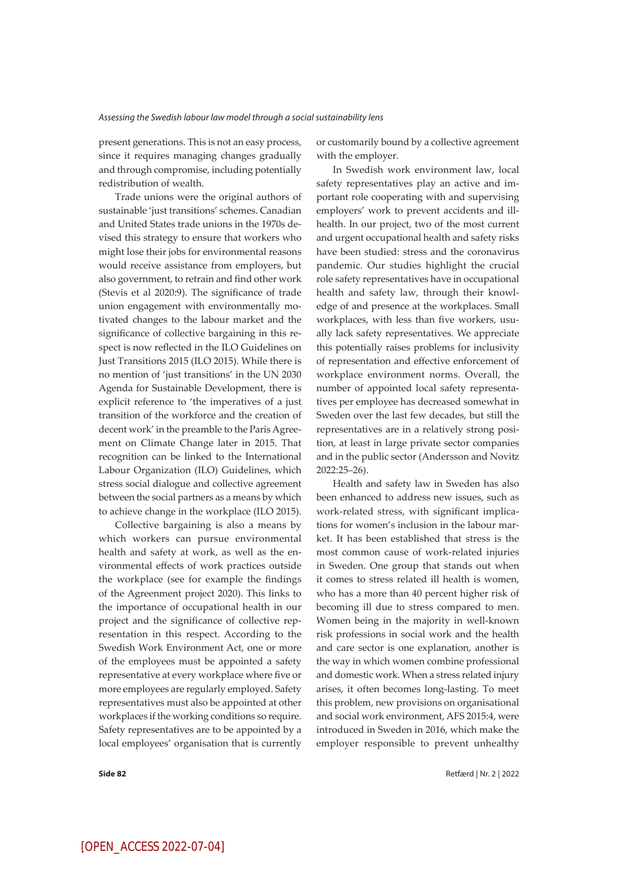present generations. This is not an easy process, since it requires managing changes gradually and through compromise, including potentially redistribution of wealth.

Trade unions were the original authors of sustainable 'just transitions' schemes. Canadian and United States trade unions in the 1970s devised this strategy to ensure that workers who might lose their jobs for environmental reasons would receive assistance from employers, but also government, to retrain and find other work (Stevis et al 2020:9). The significance of trade union engagement with environmentally motivated changes to the labour market and the significance of collective bargaining in this respect is now reflected in the ILO Guidelines on Just Transitions 2015 (ILO 2015). While there is no mention of 'just transitions' in the UN 2030 Agenda for Sustainable Development, there is explicit reference to 'the imperatives of a just transition of the workforce and the creation of decent work' in the preamble to the Paris Agreement on Climate Change later in 2015. That recognition can be linked to the International Labour Organization (ILO) Guidelines, which stress social dialogue and collective agreement between the social partners as a means by which to achieve change in the workplace (ILO 2015).

Collective bargaining is also a means by which workers can pursue environmental health and safety at work, as well as the environmental effects of work practices outside the workplace (see for example the findings of the Agreenment project 2020). This links to the importance of occupational health in our project and the significance of collective representation in this respect. According to the Swedish Work Environment Act, one or more of the employees must be appointed a safety representative at every workplace where five or more employees are regularly employed. Safety representatives must also be appointed at other workplaces if the working conditions so require. Safety representatives are to be appointed by a local employees' organisation that is currently or customarily bound by a collective agreement with the employer.

In Swedish work environment law, local safety representatives play an active and important role cooperating with and supervising employers' work to prevent accidents and ill-health. In our project, two of the most current and urgent occupational health and safety risks have been studied: stress and the coronavirus pandemic. Our studies highlight the crucial role safety representatives have in occupational health and safety law, through their knowledge of and presence at the workplaces. Small workplaces, with less than five workers, usually lack safety representatives. We appreciate this potentially raises problems for inclusivity of representation and effective enforcement of workplace environment norms. Overall, the number of appointed local safety representatives per employee has decreased somewhat in Sweden over the last few decades, but still the representatives are in a relatively strong position, at least in large private sector companies and in the public sector (Andersson and Novitz 2022:25–26).

Health and safety law in Sweden has also been enhanced to address new issues, such as work-related stress, with significant implications for women's inclusion in the labour market. It has been established that stress is the most common cause of work-related injuries in Sweden. One group that stands out when it comes to stress related ill health is women, who has a more than 40 percent higher risk of becoming ill due to stress compared to men. Women being in the majority in well-known risk professions in social work and the health and care sector is one explanation, another is the way in which women combine professional and domestic work. When a stress related injury arises, it often becomes long-lasting. To meet this problem, new provisions on organisational and social work environment, AFS 2015:4, were introduced in Sweden in 2016, which make the employer responsible to prevent unhealthy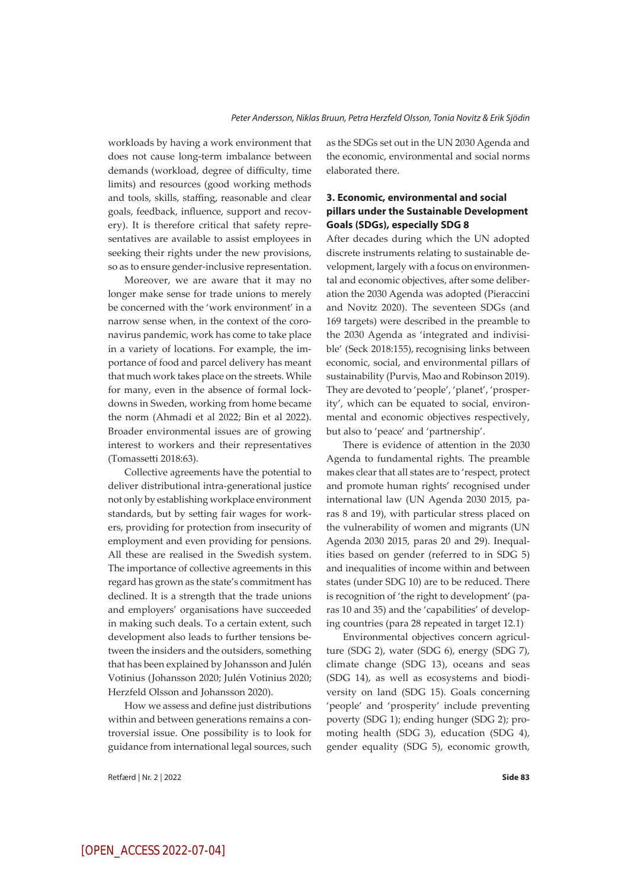workloads by having a work environment that does not cause long-term imbalance between demands (workload, degree of difficulty, time limits) and resources (good working methods and tools, skills, staffing, reasonable and clear goals, feedback, influence, support and recovery). It is therefore critical that safety representatives are available to assist employees in seeking their rights under the new provisions, so as to ensure gender-inclusive representation.

Moreover, we are aware that it may no longer make sense for trade unions to merely be concerned with the 'work environment' in a narrow sense when, in the context of the coronavirus pandemic, work has come to take place in a variety of locations. For example, the importance of food and parcel delivery has meant that much work takes place on the streets. While for many, even in the absence of formal lockdowns in Sweden, working from home became the norm (Ahmadi et al 2022; Bin et al 2022). Broader environmental issues are of growing interest to workers and their representatives (Tomassetti 2018:63).

Collective agreements have the potential to deliver distributional intra-generational justice not only by establishing workplace environment standards, but by setting fair wages for workers, providing for protection from insecurity of employment and even providing for pensions. All these are realised in the Swedish system. The importance of collective agreements in this regard has grown as the state's commitment has declined. It is a strength that the trade unions and employers' organisations have succeeded in making such deals. To a certain extent, such development also leads to further tensions between the insiders and the outsiders, something that has been explained by Johansson and Julén Votinius (Johansson 2020; Julén Votinius 2020; Herzfeld Olsson and Johansson 2020).

How we assess and define just distributions within and between generations remains a controversial issue. One possibility is to look for guidance from international legal sources, such as the SDGs set out in the UN 2030 Agenda and the economic, environmental and social norms elaborated there.

## 3. Economic, environmental and social pillars under the Sustainable Development Goals (SDGs), especially SDG 8

After decades during which the UN adopted discrete instruments relating to sustainable development, largely with a focus on environmental and economic objectives, after some deliberation the 2030 Agenda was adopted (Pieraccini and Novitz 2020). The seventeen SDGs (and 169 targets) were described in the preamble to the 2030 Agenda as 'integrated and indivisible' (Seck 2018:155), recognising links between economic, social, and environmental pillars of sustainability (Purvis, Mao and Robinson 2019). They are devoted to 'people', 'planet', 'prosperity', which can be equated to social, environmental and economic objectives respectively, but also to 'peace' and 'partnership'.

There is evidence of attention in the 2030 Agenda to fundamental rights. The preamble makes clear that all states are to 'respect, protect and promote human rights' recognised under international law (UN Agenda 2030 2015, paras 8 and 19), with particular stress placed on the vulnerability of women and migrants (UN Agenda 2030 2015, paras 20 and 29). Inequalities based on gender (referred to in SDG 5) and inequalities of income within and between states (under SDG 10) are to be reduced. There is recognition of 'the right to development' (paras 10 and 35) and the 'capabilities' of developing countries (para 28 repeated in target 12.1).

Environmental objectives concern agriculture (SDG 2), water (SDG 6), energy (SDG 7), climate change (SDG 13), oceans and seas (SDG 14), as well as ecosystems and biodiversity on land (SDG 15). Goals concerning 'people' and 'prosperity' include preventing poverty (SDG 1); ending hunger (SDG 2); promoting health (SDG 3), education (SDG 4), gender equality (SDG 5), economic growth,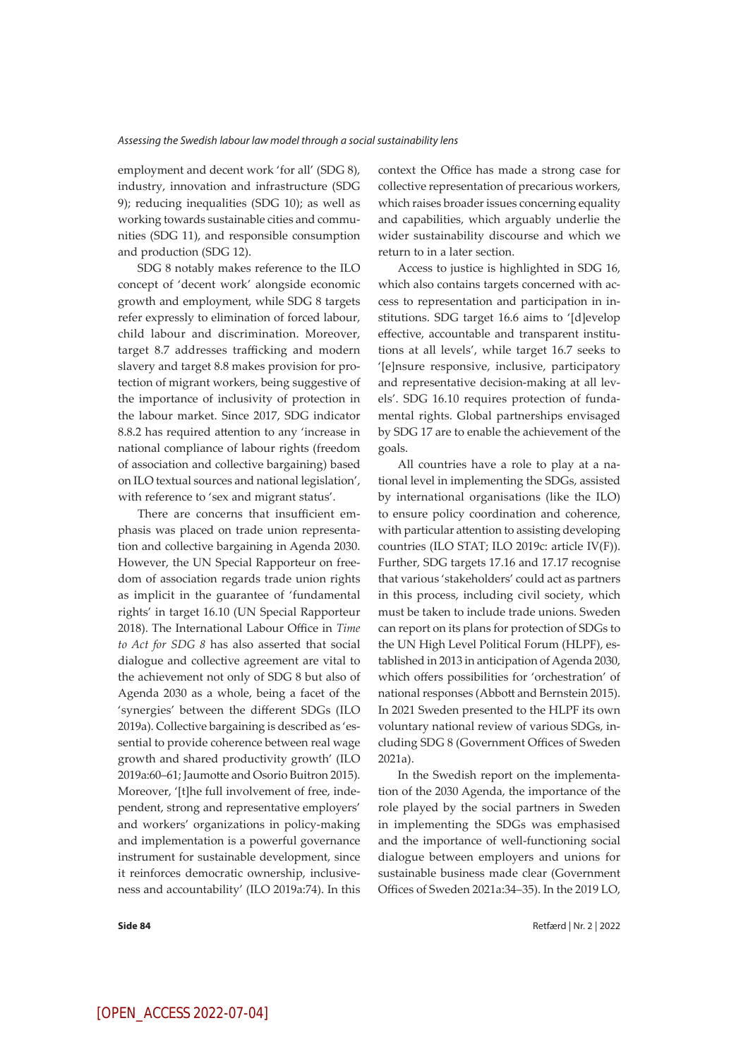employment and decent work 'for all' (SDG 8), industry, innovation and infrastructure (SDG 9); reducing inequalities (SDG 10); as well as working towards sustainable cities and communities (SDG 11), and responsible consumption and production (SDG 12).

SDG 8 notably makes reference to the ILO concept of 'decent work' alongside economic growth and employment, while SDG 8 targets refer expressly to elimination of forced labour, child labour and discrimination. Moreover, target 8.7 addresses trafficking and modern slavery and target 8.8 makes provision for protection of migrant workers, being suggestive of the importance of inclusivity of protection in the labour market. Since 2017, SDG indicator 8.8.2 has required attention to any 'increase in national compliance of labour rights (freedom of association and collective bargaining) based on ILO textual sources and national legislation', with reference to 'sex and migrant status'.

There are concerns that insufficient emphasis was placed on trade union representation and collective bargaining in Agenda 2030. However, the UN Special Rapporteur on freedom of association regards trade union rights as implicit in the guarantee of 'fundamental rights' in target 16.10 (UN Special Rapporteur 2018). The International Labour Office in *Time to Act for SDG 8* has also asserted that social dialogue and collective agreement are vital to the achievement not only of SDG 8 but also of Agenda 2030 as a whole, being a facet of the 'synergies' between the different SDGs (ILO 2019a). Collective bargaining is described as 'essential to provide coherence between real wage growth and shared productivity growth' (ILO 2019a:60–61; Jaumotte and Osorio Buitron 2015). Moreover, '[t]he full involvement of free, independent, strong and representative employers' and workers' organizations in policy-making and implementation is a powerful governance instrument for sustainable development, since it reinforces democratic ownership, inclusiveness and accountability' (ILO 2019a:74). In this context the Office has made a strong case for collective representation of precarious workers, which raises broader issues concerning equality and capabilities, which arguably underlie the wider sustainability discourse and which we return to in a later section.

Access to justice is highlighted in SDG 16, which also contains targets concerned with access to representation and participation in institutions. SDG target 16.6 aims to '[d]evelop effective, accountable and transparent institutions at all levels', while target 16.7 seeks to '[e]nsure responsive, inclusive, participatory and representative decision-making at all levels'. SDG 16.10 requires protection of fundamental rights. Global partnerships envisaged by SDG 17 are to enable the achievement of the goals.

All countries have a role to play at a national level in implementing the SDGs, assisted by international organisations (like the ILO) to ensure policy coordination and coherence, with particular attention to assisting developing countries (ILO STAT; ILO 2019c: article IV(F)). Further, SDG targets 17.16 and 17.17 recognise that various 'stakeholders' could act as partners in this process, including civil society, which must be taken to include trade unions. Sweden can report on its plans for protection of SDGs to the UN High Level Political Forum (HLPF), established in 2013 in anticipation of Agenda 2030, which offers possibilities for 'orchestration' of national responses (Abbott and Bernstein 2015). In 2021 Sweden presented to the HLPF its own voluntary national review of various SDGs, including SDG 8 (Government Offices of Sweden 2021a).

In the Swedish report on the implementation of the 2030 Agenda, the importance of the role played by the social partners in Sweden in implementing the SDGs was emphasised and the importance of well-functioning social dialogue between employers and unions for sustainable business made clear (Government Offices of Sweden 2021a:34–35). In the 2019 LO,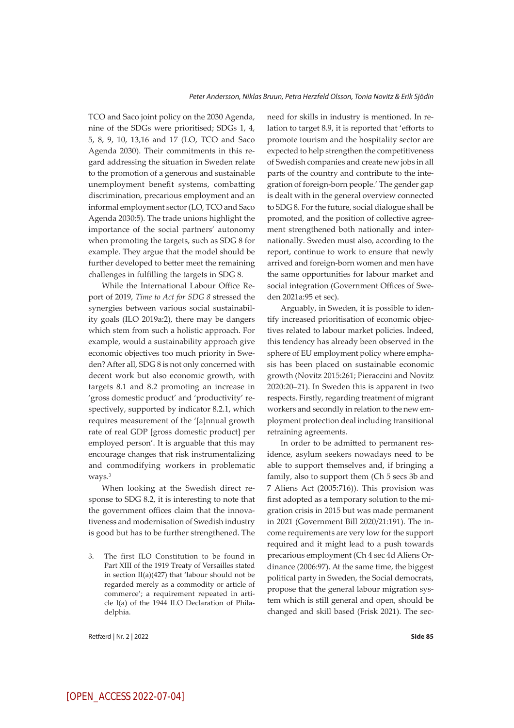TCO and Saco joint policy on the 2030 Agenda, nine of the SDGs were prioritised; SDGs 1, 4, 5, 8, 9, 10, 13,16 and 17 (LO, TCO and Saco Agenda 2030). Their commitments in this regard addressing the situation in Sweden relate to the promotion of a generous and sustainable unemployment benefit systems, combatting discrimination, precarious employment and an informal employment sector (LO, TCO and Saco Agenda 2030:5). The trade unions highlight the importance of the social partners' autonomy when promoting the targets, such as SDG 8 for example. They argue that the model should be further developed to better meet the remaining challenges in fulfilling the targets in SDG 8.

While the International Labour Office Report of 2019, *Time to Act for SDG 8* stressed the synergies between various social sustainability goals (ILO 2019a:2), there may be dangers which stem from such a holistic approach. For example, would a sustainability approach give economic objectives too much priority in Sweden? After all, SDG 8 is not only concerned with decent work but also economic growth, with targets 8.1 and 8.2 promoting an increase in 'gross domestic product' and 'productivity' respectively, supported by indicator 8.2.1, which requires measurement of the '[a]nnual growth rate of real GDP [gross domestic product] per employed person'. It is arguable that this may encourage changes that risk instrumentalizing and commodifying workers in problematic ways.[3]

When looking at the Swedish direct response to SDG 8.2, it is interesting to note that the government offices claim that the innovativeness and modernisation of Swedish industry is good but has to be further strengthened. The need for skills in industry is mentioned. In relation to target 8.9, it is reported that 'efforts to promote tourism and the hospitality sector are expected to help strengthen the competitiveness of Swedish companies and create new jobs in all parts of the country and contribute to the integration of foreign-born people.' The gender gap is dealt with in the general overview connected to SDG 8. For the future, social dialogue shall be promoted, and the position of collective agreement strengthened both nationally and internationally. Sweden must also, according to the report, continue to work to ensure that newly arrived and foreign-born women and men have the same opportunities for labour market and social integration (Government Offices of Sweden 2021a:95 et sec).

Arguably, in Sweden, it is possible to identify increased prioritisation of economic objectives related to labour market policies. Indeed, this tendency has already been observed in the sphere of EU employment policy where emphasis has been placed on sustainable economic growth (Novitz 2015:261; Pieraccini and Novitz 2020:20–21). In Sweden this is apparent in two respects. Firstly, regarding treatment of migrant workers and secondly in relation to the new employment protection deal including transitional retraining agreements.

In order to be admitted to permanent residence, asylum seekers nowadays need to be able to support themselves and, if bringing a family, also to support them (Ch 5 secs 3b and 7 Aliens Act (2005:716)). This provision was first adopted as a temporary solution to the migration crisis in 2015 but was made permanent in 2021 (Government Bill 2020/21:191). The income requirements are very low for the support required and it might lead to a push towards precarious employment (Ch 4 sec 4d Aliens Ordinance (2006:97). At the same time, the biggest political party in Sweden, the Social democrats, propose that the general labour migration system which is still general and open, should be changed and skill based (Frisk 2021). The sec-

3. The first ILO Constitution to be found in Part XIII of the 1919 Treaty of Versailles stated in section II(a)(427) that 'labour should not be regarded merely as a commodity or article of commerce'; a requirement repeated in article I(a) of the 1944 ILO Declaration of Philadelphia.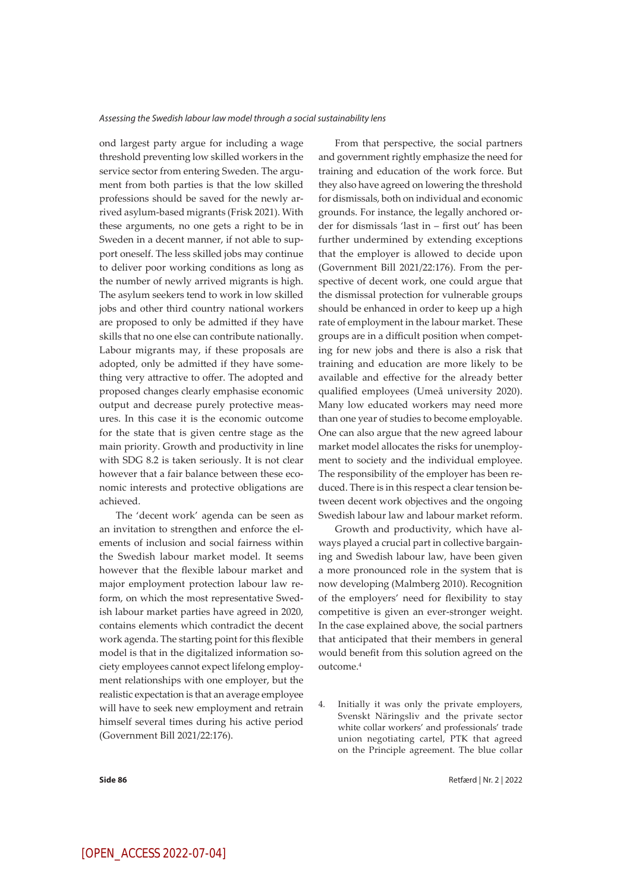ond largest party argue for including a wage threshold preventing low skilled workers in the service sector from entering Sweden. The argument from both parties is that the low skilled professions should be saved for the newly arrived asylum-based migrants (Frisk 2021). With these arguments, no one gets a right to be in Sweden in a decent manner, if not able to support oneself. The less skilled jobs may continue to deliver poor working conditions as long as the number of newly arrived migrants is high. The asylum seekers tend to work in low skilled jobs and other third country national workers are proposed to only be admitted if they have skills that no one else can contribute nationally. Labour migrants may, if these proposals are adopted, only be admitted if they have something very attractive to offer. The adopted and proposed changes clearly emphasise economic output and decrease purely protective measures. In this case it is the economic outcome for the state that is given centre stage as the main priority. Growth and productivity in line with SDG 8.2 is taken seriously. It is not clear however that a fair balance between these economic interests and protective obligations are achieved.

The 'decent work' agenda can be seen as an invitation to strengthen and enforce the elements of inclusion and social fairness within the Swedish labour market model. It seems however that the flexible labour market and major employment protection labour law reform, on which the most representative Swedish labour market parties have agreed in 2020, contains elements which contradict the decent work agenda. The starting point for this flexible model is that in the digitalized information society employees cannot expect lifelong employment relationships with one employer, but the realistic expectation is that an average employee will have to seek new employment and retrain himself several times during his active period (Government Bill 2021/22:176).

From that perspective, the social partners and government rightly emphasize the need for training and education of the work force. But they also have agreed on lowering the threshold for dismissals, both on individual and economic grounds. For instance, the legally anchored order for dismissals 'last in – first out' has been further undermined by extending exceptions that the employer is allowed to decide upon (Government Bill 2021/22:176). From the perspective of decent work, one could argue that the dismissal protection for vulnerable groups should be enhanced in order to keep up a high rate of employment in the labour market. These groups are in a difficult position when competing for new jobs and there is also a risk that training and education are more likely to be available and effective for the already better qualified employees (Umeå university 2020). Many low educated workers may need more than one year of studies to become employable. One can also argue that the new agreed labour market model allocates the risks for unemployment to society and the individual employee. The responsibility of the employer has been reduced. There is in this respect a clear tension between decent work objectives and the ongoing Swedish labour law and labour market reform.

Growth and productivity, which have always played a crucial part in collective bargaining and Swedish labour law, have been given a more pronounced role in the system that is now developing (Malmberg 2010). Recognition of the employers' need for flexibility to stay competitive is given an ever-stronger weight. In the case explained above, the social partners that anticipated that their members in general would benefit from this solution agreed on the outcome.[4]

4. Initially it was only the private employers, Svenskt Näringsliv and the private sector white collar workers' and professionals' trade union negotiating cartel, PTK that agreed on the Principle agreement. The blue collar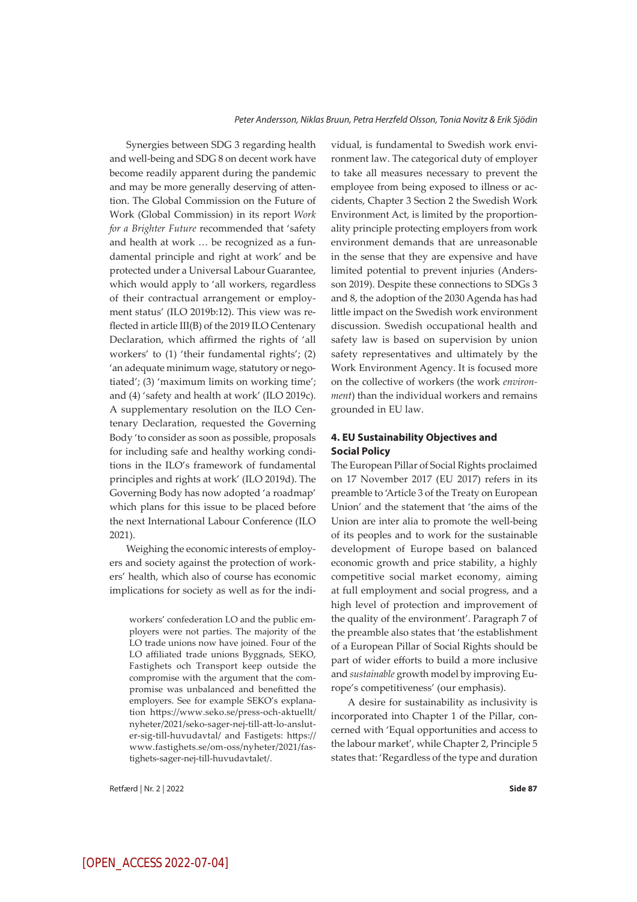Synergies between SDG 3 regarding health and well-being and SDG 8 on decent work have become readily apparent during the pandemic and may be more generally deserving of attention. The Global Commission on the Future of Work (Global Commission) in its report *Work for a Brighter Future* recommended that 'safety and health at work … be recognized as a fundamental principle and right at work' and be protected under a Universal Labour Guarantee, which would apply to 'all workers, regardless of their contractual arrangement or employment status' (ILO 2019b:12). This view was reflected in article III(B) of the 2019 ILO Centenary Declaration, which affirmed the rights of 'all workers' to (1) 'their fundamental rights'; (2) 'an adequate minimum wage, statutory or negotiated'; (3) 'maximum limits on working time'; and (4) 'safety and health at work' (ILO 2019c). A supplementary resolution on the ILO Centenary Declaration, requested the Governing Body 'to consider as soon as possible, proposals for including safe and healthy working conditions in the ILO's framework of fundamental principles and rights at work' (ILO 2019d). The Governing Body has now adopted 'a roadmap' which plans for this issue to be placed before the next International Labour Conference (ILO 2021).

Weighing the economic interests of employers and society against the protection of workers' health, which also of course has economic implications for society as well as for the individual, is fundamental to Swedish work environment law. The categorical duty of employer to take all measures necessary to prevent the employee from being exposed to illness or accidents, Chapter 3 Section 2 the Swedish Work Environment Act, is limited by the proportionality principle protecting employers from work environment demands that are unreasonable in the sense that they are expensive and have limited potential to prevent injuries (Andersson 2019). Despite these connections to SDGs 3 and 8, the adoption of the 2030 Agenda has had little impact on the Swedish work environment discussion. Swedish occupational health and safety law is based on supervision by union safety representatives and ultimately by the Work Environment Agency. It is focused more on the collective of workers (the work *environment*) than the individual workers and remains grounded in EU law.

## 4. EU Sustainability Objectives and Social Policy

The European Pillar of Social Rights proclaimed on 17 November 2017 (EU 2017) refers in its preamble to 'Article 3 of the Treaty on European Union' and the statement that 'the aims of the Union are inter alia to promote the well-being of its peoples and to work for the sustainable development of Europe based on balanced economic growth and price stability, a highly competitive social market economy, aiming at full employment and social progress, and a high level of protection and improvement of the quality of the environment'. Paragraph 7 of the preamble also states that 'the establishment of a European Pillar of Social Rights should be part of wider efforts to build a more inclusive and *sustainable* growth model by improving Europe's competitiveness' (our emphasis).

A desire for sustainability as inclusivity is incorporated into Chapter 1 of the Pillar, concerned with 'Equal opportunities and access to the labour market', while Chapter 2, Principle 5 states that: 'Regardless of the type and duration

workers' confederation LO and the public employers were not parties. The majority of the LO trade unions now have joined. Four of the LO affiliated trade unions Byggnads, SEKO, Fastighets och Transport keep outside the compromise with the argument that the compromise was unbalanced and benefitted the employers. See for example SEKO's explanation https://www.seko.se/press-och-aktuellt/nyheter/2021/seko-sager-nej-till-att-lo-ansluter-sig-till-huvudaval/ and Fastigets: https://www.fastighets.se/om-oss/nyheter/2021/fastighets-sager-nej-till-huvudavtalet/.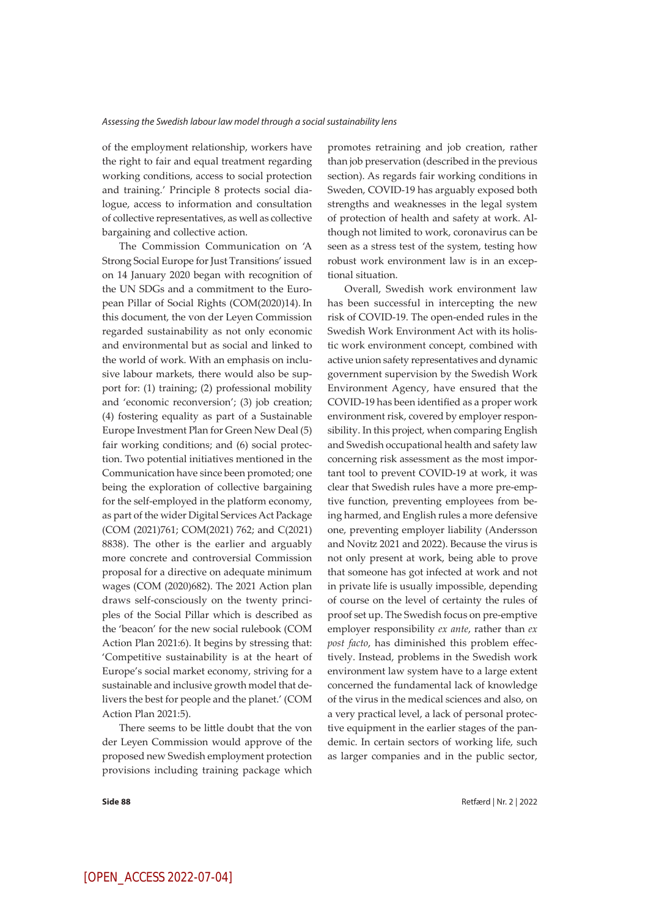of the employment relationship, workers have the right to fair and equal treatment regarding working conditions, access to social protection and training.' Principle 8 protects social dialogue, access to information and consultation of collective representatives, as well as collective bargaining and collective action.

The Commission Communication on 'A Strong Social Europe for Just Transitions' issued on 14 January 2020 began with recognition of the UN SDGs and a commitment to the European Pillar of Social Rights (COM(2020)14). In this document, the von der Leyen Commission regarded sustainability as not only economic and environmental but as social and linked to the world of work. With an emphasis on inclusive labour markets, there would also be support for: (1) training; (2) professional mobility and 'economic reconversion'; (3) job creation; (4) fostering equality as part of a Sustainable Europe Investment Plan for Green New Deal (5) fair working conditions; and (6) social protection. Two potential initiatives mentioned in the Communication have since been promoted; one being the exploration of collective bargaining for the self-employed in the platform economy, as part of the wider Digital Services Act Package (COM (2021)761; COM(2021) 762; and C(2021) 8838). The other is the earlier and arguably more concrete and controversial Commission proposal for a directive on adequate minimum wages (COM (2020)682). The 2021 Action plan draws self-consciously on the twenty principles of the Social Pillar which is described as the 'beacon' for the new social rulebook (COM Action Plan 2021:6). It begins by stressing that: 'Competitive sustainability is at the heart of Europe's social market economy, striving for a sustainable and inclusive growth model that delivers the best for people and the planet.' (COM Action Plan 2021:5).

There seems to be little doubt that the von der Leyen Commission would approve of the proposed new Swedish employment protection provisions including training package which promotes retraining and job creation, rather than job preservation (described in the previous section). As regards fair working conditions in Sweden, COVID-19 has arguably exposed both strengths and weaknesses in the legal system of protection of health and safety at work. Although not limited to work, coronavirus can be seen as a stress test of the system, testing how robust work environment law is in an exceptional situation.

Overall, Swedish work environment law has been successful in intercepting the new risk of COVID-19. The open-ended rules in the Swedish Work Environment Act with its holistic work environment concept, combined with active union safety representatives and dynamic government supervision by the Swedish Work Environment Agency, have ensured that the COVID-19 has been identified as a proper work environment risk, covered by employer responsibility. In this project, when comparing English and Swedish occupational health and safety law concerning risk assessment as the most important tool to prevent COVID-19 at work, it was clear that Swedish rules have a more pre-emptive function, preventing employees from being harmed, and English rules a more defensive one, preventing employer liability (Andersson and Novitz 2021 and 2022). Because the virus is not only present at work, being able to prove that someone has got infected at work and not in private life is usually impossible, depending of course on the level of certainty the rules of proof set up. The Swedish focus on pre-emptive employer responsibility *ex ante*, rather than *ex post facto*, has diminished this problem effectively. Instead, problems in the Swedish work environment law system have to a large extent concerned the fundamental lack of knowledge of the virus in the medical sciences and also, on a very practical level, a lack of personal protective equipment in the earlier stages of the pandemic. In certain sectors of working life, such as larger companies and in the public sector,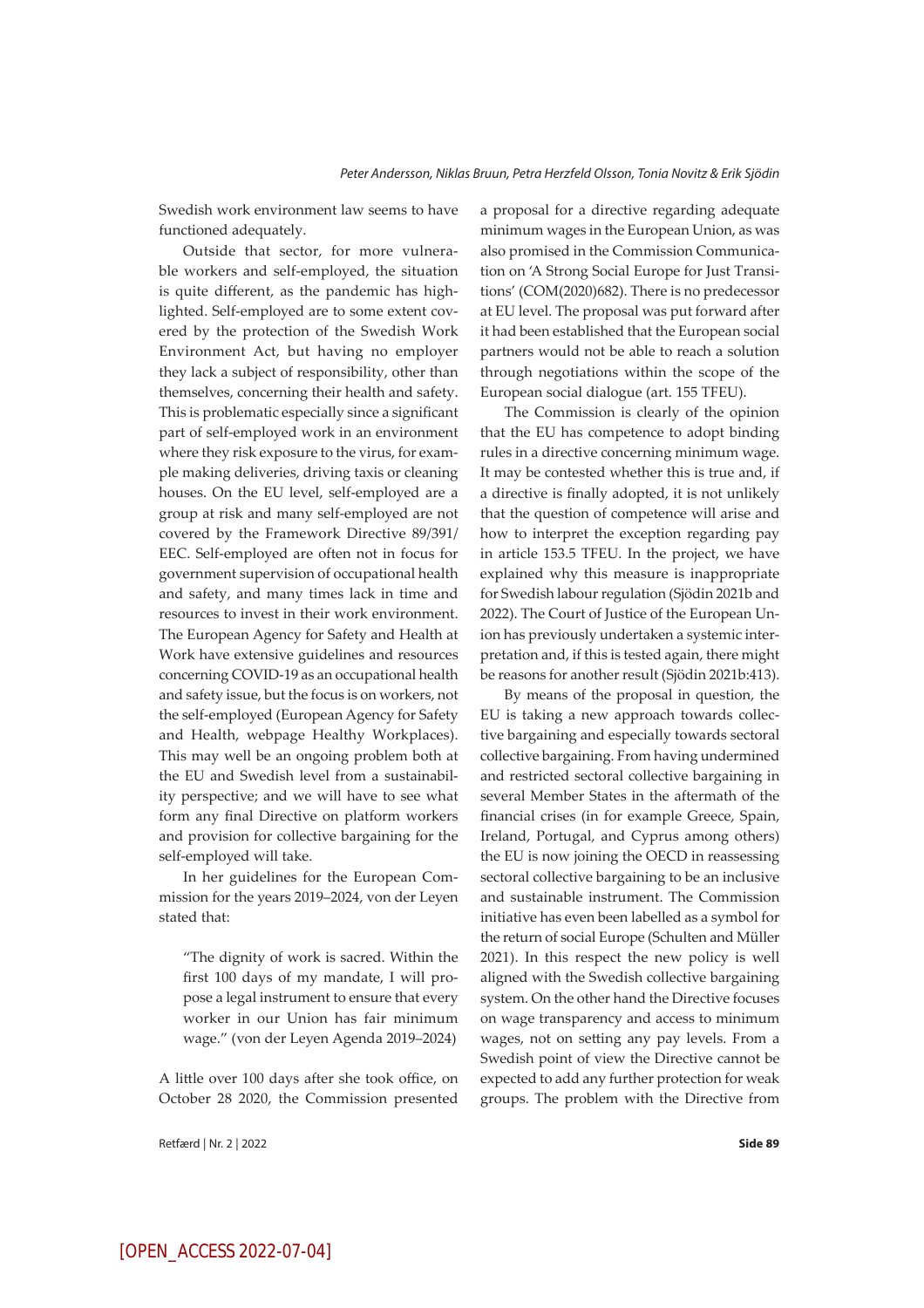Swedish work environment law seems to have functioned adequately.

Outside that sector, for more vulnerable workers and self-employed, the situation is quite different, as the pandemic has highlighted. Self-employed are to some extent covered by the protection of the Swedish Work Environment Act, but having no employer they lack a subject of responsibility, other than themselves, concerning their health and safety. This is problematic especially since a significant part of self-employed work in an environment where they risk exposure to the virus, for example making deliveries, driving taxis or cleaning houses. On the EU level, self-employed are a group at risk and many self-employed are not covered by the Framework Directive 89/391/EEC. Self-employed are often not in focus for government supervision of occupational health and safety, and many times lack in time and resources to invest in their work environment. The European Agency for Safety and Health at Work have extensive guidelines and resources concerning COVID-19 as an occupational health and safety issue, but the focus is on workers, not the self-employed (European Agency for Safety and Health, webpage Healthy Workplaces). This may well be an ongoing problem both at the EU and Swedish level from a sustainability perspective; and we will have to see what form any final Directive on platform workers and provision for collective bargaining for the self-employed will take.

In her guidelines for the European Commission for the years 2019–2024, von der Leyen stated that:

> "The dignity of work is sacred. Within the first 100 days of my mandate, I will propose a legal instrument to ensure that every worker in our Union has fair minimum wage." (von der Leyen Agenda 2019–2024)

A little over 100 days after she took office, on October 28 2020, the Commission presented a proposal for a directive regarding adequate minimum wages in the European Union, as was also promised in the Commission Communication on 'A Strong Social Europe for Just Transitions' (COM(2020)682). There is no predecessor at EU level. The proposal was put forward after it had been established that the European social partners would not be able to reach a solution through negotiations within the scope of the European social dialogue (art. 155 TFEU).

The Commission is clearly of the opinion that the EU has competence to adopt binding rules in a directive concerning minimum wage. It may be contested whether this is true and, if a directive is finally adopted, it is not unlikely that the question of competence will arise and how to interpret the exception regarding pay in article 153.5 TFEU. In the project, we have explained why this measure is inappropriate for Swedish labour regulation (Sjödin 2021b and 2022). The Court of Justice of the European Union has previously undertaken a systemic interpretation and, if this is tested again, there might be reasons for another result (Sjödin 2021b:413).

By means of the proposal in question, the EU is taking a new approach towards collective bargaining and especially towards sectoral collective bargaining. From having undermined and restricted sectoral collective bargaining in several Member States in the aftermath of the financial crises (in for example Greece, Spain, Ireland, Portugal, and Cyprus among others) the EU is now joining the OECD in reassessing sectoral collective bargaining to be an inclusive and sustainable instrument. The Commission initiative has even been labelled as a symbol for the return of social Europe (Schulten and Müller 2021). In this respect the new policy is well aligned with the Swedish collective bargaining system. On the other hand the Directive focuses on wage transparency and access to minimum wages, not on setting any pay levels. From a Swedish point of view the Directive cannot be expected to add any further protection for weak groups. The problem with the Directive from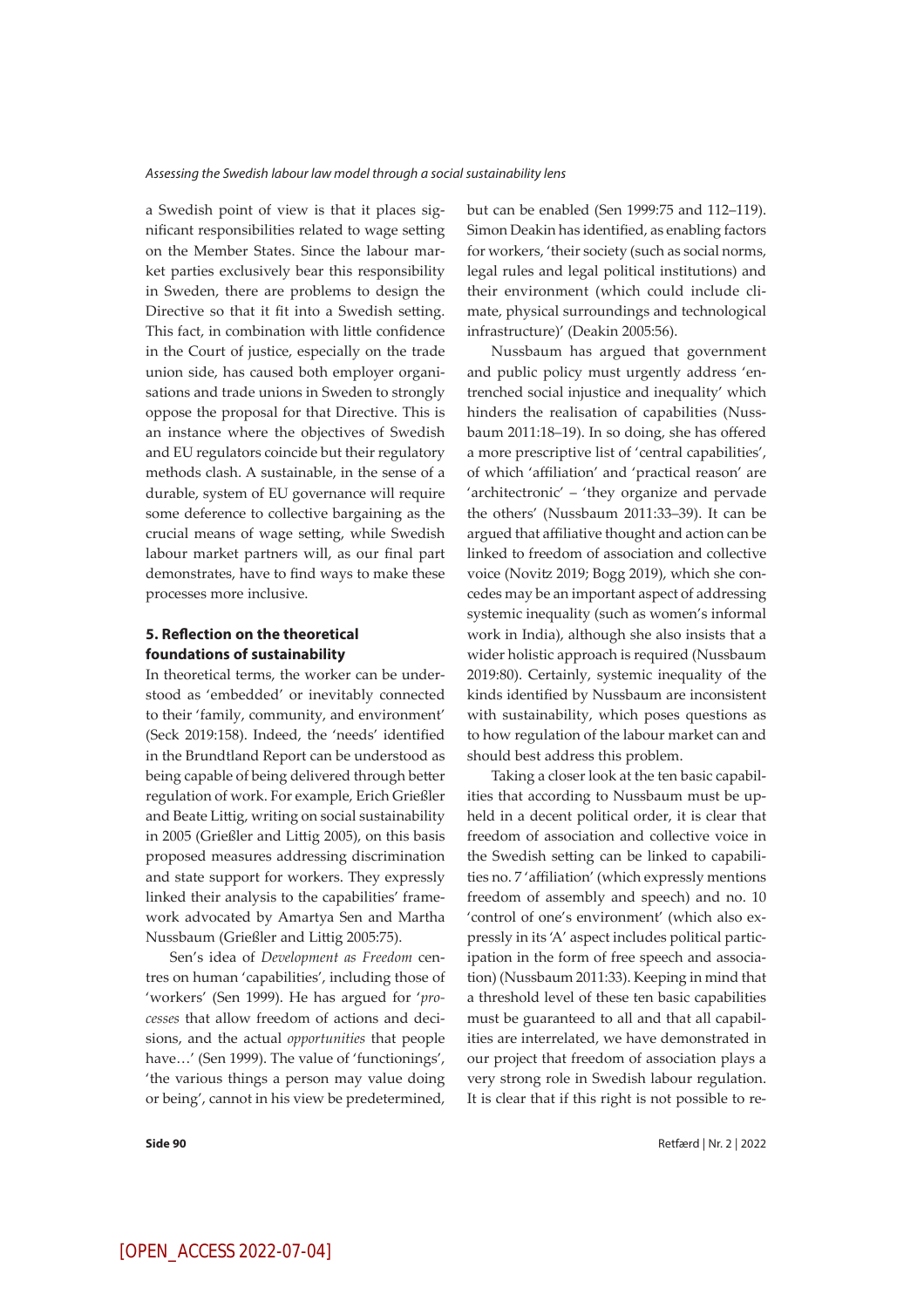a Swedish point of view is that it places significant responsibilities related to wage setting on the Member States. Since the labour market parties exclusively bear this responsibility in Sweden, there are problems to design the Directive so that it fit into a Swedish setting. This fact, in combination with little confidence in the Court of justice, especially on the trade union side, has caused both employer organisations and trade unions in Sweden to strongly oppose the proposal for that Directive. This is an instance where the objectives of Swedish and EU regulators coincide but their regulatory methods clash. A sustainable, in the sense of a durable, system of EU governance will require some deference to collective bargaining as the crucial means of wage setting, while Swedish labour market partners will, as our final part demonstrates, have to find ways to make these processes more inclusive.

### 5. Reflection on the theoretical foundations of sustainability

In theoretical terms, the worker can be understood as 'embedded' or inevitably connected to their 'family, community, and environment' (Seck 2019:158). Indeed, the 'needs' identified in the Brundtland Report can be understood as being capable of being delivered through better regulation of work. For example, Erich Grießler and Beate Littig, writing on social sustainability in 2005 (Grießler and Littig 2005), on this basis proposed measures addressing discrimination and state support for workers. They expressly linked their analysis to the capabilities' framework advocated by Amartya Sen and Martha Nussbaum (Grießler and Littig 2005:75).

Sen's idea of *Development as Freedom* centres on human 'capabilities', including those of 'workers' (Sen 1999). He has argued for '*processes* that allow freedom of actions and decisions, and the actual *opportunities* that people have…' (Sen 1999). The value of 'functionings', 'the various things a person may value doing or being', cannot in his view be predetermined, but can be enabled (Sen 1999:75 and 112–119). Simon Deakin has identified, as enabling factors for workers, 'their society (such as social norms, legal rules and legal political institutions) and their environment (which could include climate, physical surroundings and technological infrastructure)' (Deakin 2005:56).

Nussbaum has argued that government and public policy must urgently address 'entrenched social injustice and inequality' which hinders the realisation of capabilities (Nussbaum 2011:18–19). In so doing, she has offered a more prescriptive list of 'central capabilities', of which 'affiliation' and 'practical reason' are 'architectronic' – 'they organize and pervade the others' (Nussbaum 2011:33–39). It can be argued that affiliative thought and action can be linked to freedom of association and collective voice (Novitz 2019; Bogg 2019), which she concedes may be an important aspect of addressing systemic inequality (such as women's informal work in India), although she also insists that a wider holistic approach is required (Nussbaum 2019:80). Certainly, systemic inequality of the kinds identified by Nussbaum are inconsistent with sustainability, which poses questions as to how regulation of the labour market can and should best address this problem.

Taking a closer look at the ten basic capabilities that according to Nussbaum must be upheld in a decent political order, it is clear that freedom of association and collective voice in the Swedish setting can be linked to capabilities no. 7 'affiliation' (which expressly mentions freedom of assembly and speech) and no. 10 'control of one's environment' (which also expressly in its 'A' aspect includes political participation in the form of free speech and association) (Nussbaum 2011:33). Keeping in mind that a threshold level of these ten basic capabilities must be guaranteed to all and that all capabilities are interrelated, we have demonstrated in our project that freedom of association plays a very strong role in Swedish labour regulation. It is clear that if this right is not possible to re-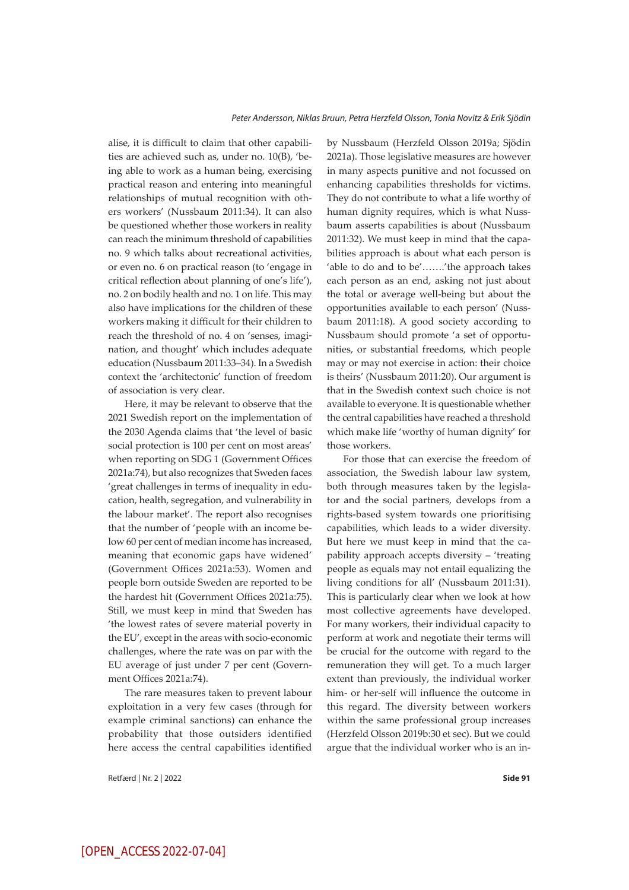alise, it is difficult to claim that other capabilities are achieved such as, under no. 10(B), 'being able to work as a human being, exercising practical reason and entering into meaningful relationships of mutual recognition with others workers' (Nussbaum 2011:34). It can also be questioned whether those workers in reality can reach the minimum threshold of capabilities no. 9 which talks about recreational activities, or even no. 6 on practical reason (to 'engage in critical reflection about planning of one's life'), no. 2 on bodily health and no. 1 on life. This may also have implications for the children of these workers making it difficult for their children to reach the threshold of no. 4 on 'senses, imagination, and thought' which includes adequate education (Nussbaum 2011:33–34). In a Swedish context the 'architectonic' function of freedom of association is very clear.

Here, it may be relevant to observe that the 2021 Swedish report on the implementation of the 2030 Agenda claims that 'the level of basic social protection is 100 per cent on most areas' when reporting on SDG 1 (Government Offices 2021a:74), but also recognizes that Sweden faces 'great challenges in terms of inequality in education, health, segregation, and vulnerability in the labour market'. The report also recognises that the number of 'people with an income below 60 per cent of median income has increased, meaning that economic gaps have widened' (Government Offices 2021a:53). Women and people born outside Sweden are reported to be the hardest hit (Government Offices 2021a:75). Still, we must keep in mind that Sweden has 'the lowest rates of severe material poverty in the EU', except in the areas with socio-economic challenges, where the rate was on par with the EU average of just under 7 per cent (Government Offices 2021a:74).

The rare measures taken to prevent labour exploitation in a very few cases (through for example criminal sanctions) can enhance the probability that those outsiders identified here access the central capabilities identified by Nussbaum (Herzfeld Olsson 2019a; Sjödin 2021a). Those legislative measures are however in many aspects punitive and not focussed on enhancing capabilities thresholds for victims. They do not contribute to what a life worthy of human dignity requires, which is what Nussbaum asserts capabilities is about (Nussbaum 2011:32). We must keep in mind that the capabilities approach is about what each person is 'able to do and to be'…….'the approach takes each person as an end, asking not just about the total or average well-being but about the opportunities available to each person' (Nussbaum 2011:18). A good society according to Nussbaum should promote 'a set of opportunities, or substantial freedoms, which people may or may not exercise in action: their choice is theirs' (Nussbaum 2011:20). Our argument is that in the Swedish context such choice is not available to everyone. It is questionable whether the central capabilities have reached a threshold which make life 'worthy of human dignity' for those workers.

For those that can exercise the freedom of association, the Swedish labour law system, both through measures taken by the legislator and the social partners, develops from a rights-based system towards one prioritising capabilities, which leads to a wider diversity. But here we must keep in mind that the capability approach accepts diversity – 'treating people as equals may not entail equalizing the living conditions for all' (Nussbaum 2011:31). This is particularly clear when we look at how most collective agreements have developed. For many workers, their individual capacity to perform at work and negotiate their terms will be crucial for the outcome with regard to the remuneration they will get. To a much larger extent than previously, the individual worker him- or her-self will influence the outcome in this regard. The diversity between workers within the same professional group increases (Herzfeld Olsson 2019b:30 et sec). But we could argue that the individual worker who is an in-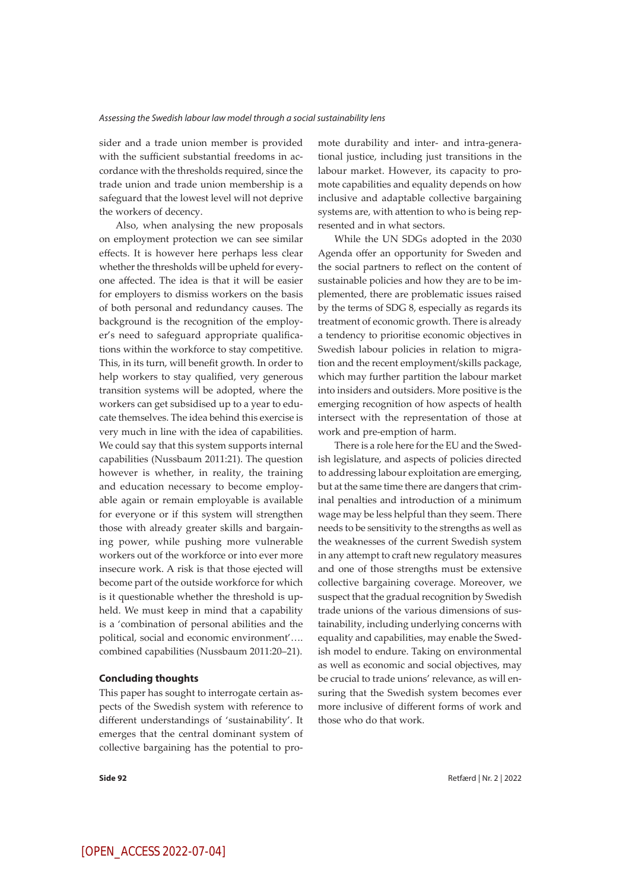sider and a trade union member is provided with the sufficient substantial freedoms in accordance with the thresholds required, since the trade union and trade union membership is a safeguard that the lowest level will not deprive the workers of decency.

Also, when analysing the new proposals on employment protection we can see similar effects. It is however here perhaps less clear whether the thresholds will be upheld for everyone affected. The idea is that it will be easier for employers to dismiss workers on the basis of both personal and redundancy causes. The background is the recognition of the employer's need to safeguard appropriate qualifications within the workforce to stay competitive. This, in its turn, will benefit growth. In order to help workers to stay qualified, very generous transition systems will be adopted, where the workers can get subsidised up to a year to educate themselves. The idea behind this exercise is very much in line with the idea of capabilities. We could say that this system supports internal capabilities (Nussbaum 2011:21). The question however is whether, in reality, the training and education necessary to become employable again or remain employable is available for everyone or if this system will strengthen those with already greater skills and bargaining power, while pushing more vulnerable workers out of the workforce or into ever more insecure work. A risk is that those ejected will become part of the outside workforce for which is it questionable whether the threshold is upheld. We must keep in mind that a capability is a 'combination of personal abilities and the political, social and economic environment'…. combined capabilities (Nussbaum 2011:20–21).

### Concluding thoughts

This paper has sought to interrogate certain aspects of the Swedish system with reference to different understandings of 'sustainability'. It emerges that the central dominant system of collective bargaining has the potential to promote durability and inter- and intra-generational justice, including just transitions in the labour market. However, its capacity to promote capabilities and equality depends on how inclusive and adaptable collective bargaining systems are, with attention to who is being represented and in what sectors.

While the UN SDGs adopted in the 2030 Agenda offer an opportunity for Sweden and the social partners to reflect on the content of sustainable policies and how they are to be implemented, there are problematic issues raised by the terms of SDG 8, especially as regards its treatment of economic growth. There is already a tendency to prioritise economic objectives in Swedish labour policies in relation to migration and the recent employment/skills package, which may further partition the labour market into insiders and outsiders. More positive is the emerging recognition of how aspects of health intersect with the representation of those at work and pre-emption of harm.

There is a role here for the EU and the Swedish legislature, and aspects of policies directed to addressing labour exploitation are emerging, but at the same time there are dangers that criminal penalties and introduction of a minimum wage may be less helpful than they seem. There needs to be sensitivity to the strengths as well as the weaknesses of the current Swedish system in any attempt to craft new regulatory measures and one of those strengths must be extensive collective bargaining coverage. Moreover, we suspect that the gradual recognition by Swedish trade unions of the various dimensions of sustainability, including underlying concerns with equality and capabilities, may enable the Swedish model to endure. Taking on environmental as well as economic and social objectives, may be crucial to trade unions' relevance, as will ensuring that the Swedish system becomes ever more inclusive of different forms of work and those who do that work.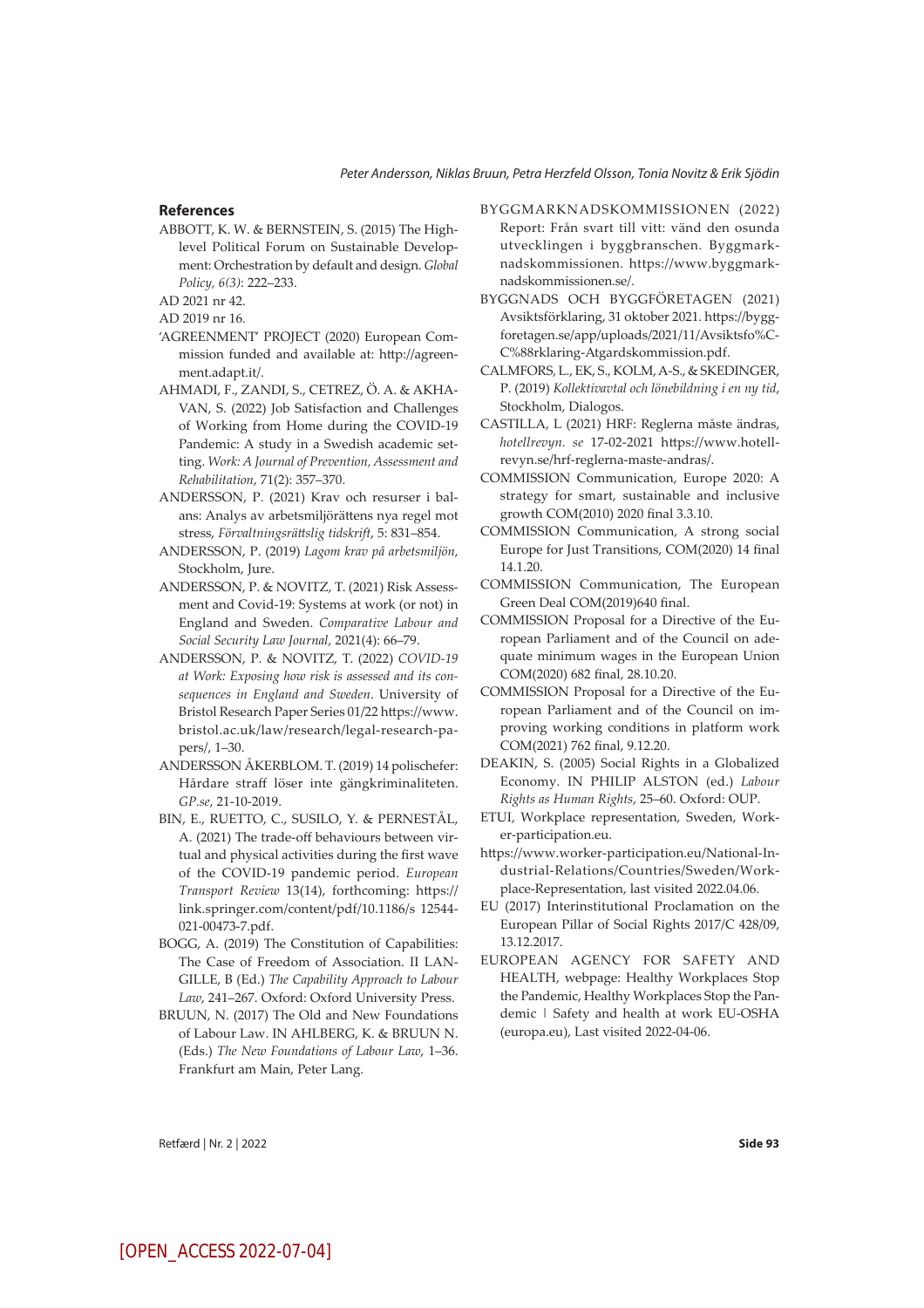## References

ABBOTT, K. W. & BERNSTEIN, S. (2015) The High-level Political Forum on Sustainable Development: Orchestration by default and design. *Global Policy, 6(3)*: 222–233.

AD 2021 nr 42.

AD 2019 nr 16.

'AGREENMENT' PROJECT (2020) European Commission funded and available at: http://agreenment.adapt.it/.

AHMADI, F., ZANDI, S., CETREZ, Ö. A. & AKHAVAN, S. (2022) Job Satisfaction and Challenges of Working from Home during the COVID-19 Pandemic: A study in a Swedish academic setting. *Work: A Journal of Prevention, Assessment and Rehabilitation*, 71(2): 357–370.

ANDERSSON, P. (2021) Krav och resurser i balans: Analys av arbetsmiljörättens nya regel mot stress, *Förvaltningsrättslig tidskrift*, 5: 831–854.

ANDERSSON, P. (2019) *Lagom krav på arbetsmiljön*, Stockholm, Jure.

ANDERSSON, P. & NOVITZ, T. (2021) Risk Assessment and Covid-19: Systems at work (or not) in England and Sweden. *Comparative Labour and Social Security Law Journal*, 2021(4): 66–79.

ANDERSSON, P. & NOVITZ, T. (2022) *COVID-19 at Work: Exposing how risk is assessed and its consequences in England and Sweden*. University of Bristol Research Paper Series 01/22 https://www.bristol.ac.uk/law/research/legal-research-papers/, 1–30.

ANDERSSON ÅKERBLOM. T. (2019) 14 polischefer: Hårdare straff löser inte gängkriminaliteten. *GP.se*, 21-10-2019.

BIN, E., RUETTO, C., SUSILO, Y. & PERNESTÅL, A. (2021) The trade-off behaviours between virtual and physical activities during the first wave of the COVID-19 pandemic period. *European Transport Review* 13(14), forthcoming: https://link.springer.com/content/pdf/10.1186/s 12544-021-00473-7.pdf.

BOGG, A. (2019) The Constitution of Capabilities: The Case of Freedom of Association. II LANGILLE, B (Ed.) *The Capability Approach to Labour Law*, 241–267. Oxford: Oxford University Press.

BRUUN, N. (2017) The Old and New Foundations of Labour Law. IN AHLBERG, K. & BRUUN N. (Eds.) *The New Foundations of Labour Law*, 1–36. Frankfurt am Main, Peter Lang.

BYGGMARKNADSKOMMISSIONEN (2022) Report: Från svart till vitt: vänd den osunda utvecklingen i byggbranschen. Byggmarknadskommissionen. https://www.byggmarknadskommissionen.se/.

BYGGNADS OCH BYGGFÖRETAGEN (2021) Avsiktsförklaring, 31 oktober 2021. https://byggforetagen.se/app/uploads/2021/11/Avsiktsfo%C-C%88rklaring-Atgardskommission.pdf.

CALMFORS, L., EK, S., KOLM, A-S., & SKEDINGER, P. (2019) *Kollektivavtal och lönebildning i en ny tid*, Stockholm, Dialogos.

CASTILLA, L (2021) HRF: Reglerna måste ändras, *hotellrevyn. se* 17-02-2021 https://www.hotellrevyn.se/hrf-reglerna-maste-andras/.

COMMISSION Communication, Europe 2020: A strategy for smart, sustainable and inclusive growth COM(2010) 2020 final 3.3.10.

COMMISSION Communication, A strong social Europe for Just Transitions, COM(2020) 14 final 14.1.20.

COMMISSION Communication, The European Green Deal COM(2019)640 final.

COMMISSION Proposal for a Directive of the European Parliament and of the Council on adequate minimum wages in the European Union COM(2020) 682 final, 28.10.20.

COMMISSION Proposal for a Directive of the European Parliament and of the Council on improving working conditions in platform work COM(2021) 762 final, 9.12.20.

DEAKIN, S. (2005) Social Rights in a Globalized Economy. IN PHILIP ALSTON (ed.) *Labour Rights as Human Rights*, 25–60. Oxford: OUP.

ETUI, Workplace representation, Sweden, Worker-participation.eu.

https://www.worker-participation.eu/National-Industrial-Relations/Countries/Sweden/Workplace-Representation, last visited 2022.04.06.

EU (2017) Interinstitutional Proclamation on the European Pillar of Social Rights 2017/C 428/09, 13.12.2017.

EUROPEAN AGENCY FOR SAFETY AND HEALTH, webpage: Healthy Workplaces Stop the Pandemic, Healthy Workplaces Stop the Pandemic | Safety and health at work EU-OSHA (europa.eu), Last visited 2022-04-06.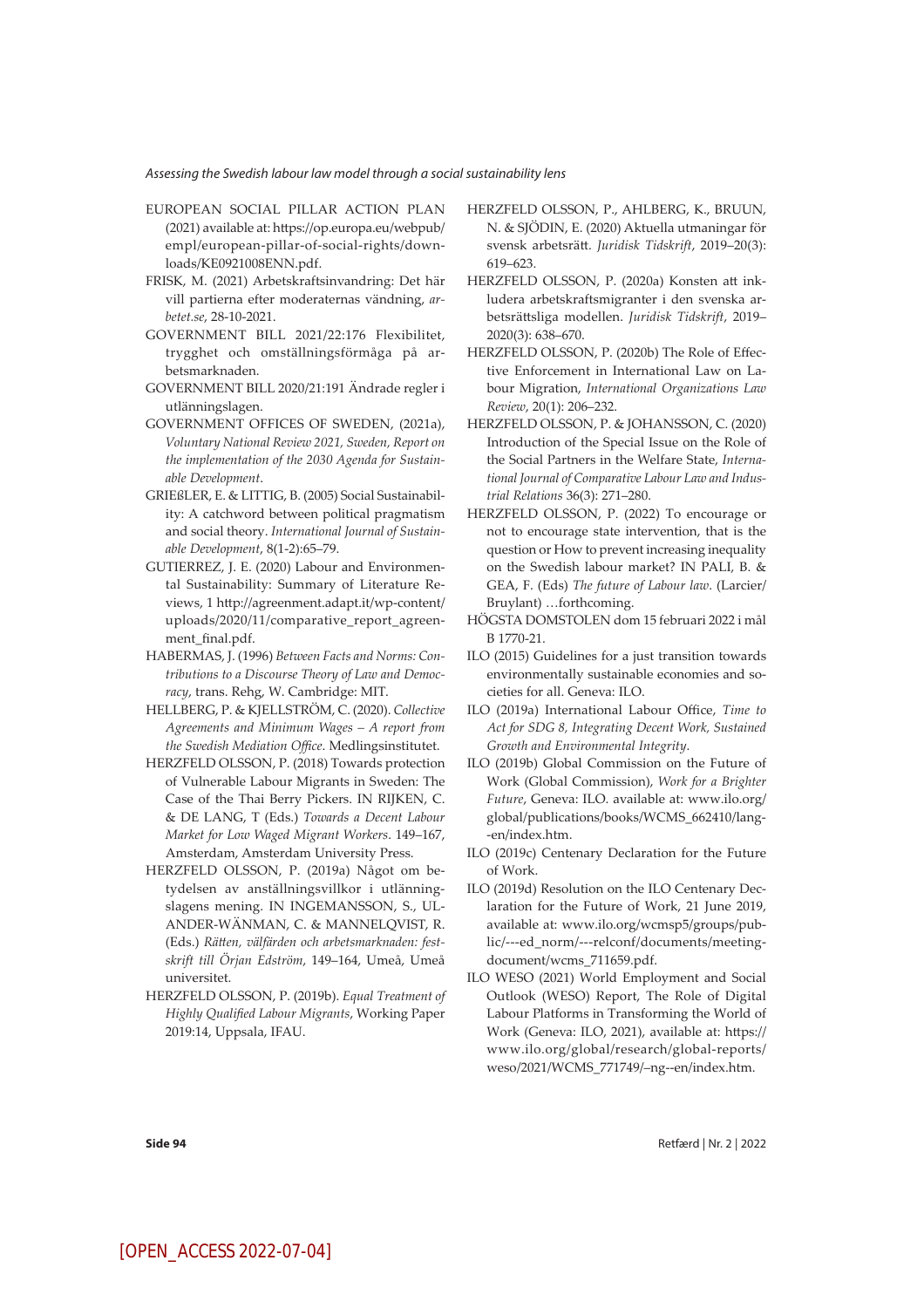EUROPEAN SOCIAL PILLAR ACTION PLAN (2021) available at: https://op.europa.eu/webpub/empl/european-pillar-of-social-rights/downloads/KE0921008ENN.pdf.

FRISK, M. (2021) Arbetskraftsinvandring: Det här vill partierna efter moderaternas vändning, *arbetet.se*, 28-10-2021.

GOVERNMENT BILL 2021/22:176 Flexibilitet, trygghet och omställningsförmåga på arbetsmarknaden.

GOVERNMENT BILL 2020/21:191 Ändrade regler i utlänningslagen.

GOVERNMENT OFFICES OF SWEDEN, (2021a), *Voluntary National Review 2021, Sweden, Report on the implementation of the 2030 Agenda for Sustainable Development*.

GRIEßLER, E. & LITTIG, B. (2005) Social Sustainability: A catchword between political pragmatism and social theory. *International Journal of Sustainable Development*, 8(1-2):65–79.

GUTIERREZ, J. E. (2020) Labour and Environmental Sustainability: Summary of Literature Reviews, 1 http://agreenment.adapt.it/wp-content/uploads/2020/11/comparative_report_agreenment_final.pdf.

HABERMAS, J. (1996) *Between Facts and Norms: Contributions to a Discourse Theory of Law and Democracy*, trans. Rehg, W. Cambridge: MIT.

HELLBERG, P. & KJELLSTRÖM, C. (2020). *Collective Agreements and Minimum Wages – A report from the Swedish Mediation Office*. Medlingsinstitutet.

HERZFELD OLSSON, P. (2018) Towards protection of Vulnerable Labour Migrants in Sweden: The Case of the Thai Berry Pickers. IN RIJKEN, C. & DE LANG, T (Eds.) *Towards a Decent Labour Market for Low Waged Migrant Workers*. 149–167, Amsterdam, Amsterdam University Press.

HERZFELD OLSSON, P. (2019a) Något om betydelsen av anställningsvillkor i utlänningslagens mening. IN INGEMANSSON, S., ULANDER-WÄNMAN, C. & MANNELQVIST, R. (Eds.) *Rätten, välfärden och arbetsmarknaden: festskrift till Örjan Edström*, 149–164, Umeå, Umeå universitet.

HERZFELD OLSSON, P. (2019b). *Equal Treatment of Highly Qualified Labour Migrants*, Working Paper 2019:14, Uppsala, IFAU.

HERZFELD OLSSON, P., AHLBERG, K., BRUUN, N. & SJÖDIN, E. (2020) Aktuella utmaningar för svensk arbetsrätt. *Juridisk Tidskrift*, 2019–20(3): 619–623.

HERZFELD OLSSON, P. (2020a) Konsten att inkludera arbetskraftsmigranter i den svenska arbetsrättsliga modellen. *Juridisk Tidskrift*, 2019–2020(3): 638–670.

HERZFELD OLSSON, P. (2020b) The Role of Effective Enforcement in International Law on Labour Migration, *International Organizations Law Review*, 20(1): 206–232.

HERZFELD OLSSON, P. & JOHANSSON, C. (2020) Introduction of the Special Issue on the Role of the Social Partners in the Welfare State, *International Journal of Comparative Labour Law and Industrial Relations* 36(3): 271–280.

HERZFELD OLSSON, P. (2022) To encourage or not to encourage state intervention, that is the question or How to prevent increasing inequality on the Swedish labour market? IN PALI, B. & GEA, F. (Eds) *The future of Labour law*. (Larcier/Bruylant) …forthcoming.

HÖGSTA DOMSTOLEN dom 15 februari 2022 i mål B 1770-21.

ILO (2015) Guidelines for a just transition towards environmentally sustainable economies and societies for all. Geneva: ILO.

ILO (2019a) International Labour Office, *Time to Act for SDG 8, Integrating Decent Work, Sustained Growth and Environmental Integrity*.

ILO (2019b) Global Commission on the Future of Work (Global Commission), *Work for a Brighter Future*, Geneva: ILO. available at: www.ilo.org/global/publications/books/WCMS_662410/lang--en/index.htm.

ILO (2019c) Centenary Declaration for the Future of Work.

ILO (2019d) Resolution on the ILO Centenary Declaration for the Future of Work, 21 June 2019, available at: www.ilo.org/wcmsp5/groups/public/---ed_norm/---relconf/documents/meetingdocument/wcms_711659.pdf.

ILO WESO (2021) World Employment and Social Outlook (WESO) Report, The Role of Digital Labour Platforms in Transforming the World of Work (Geneva: ILO, 2021), available at: https://www.ilo.org/global/research/global-reports/weso/2021/WCMS_771749/–ng--en/index.htm.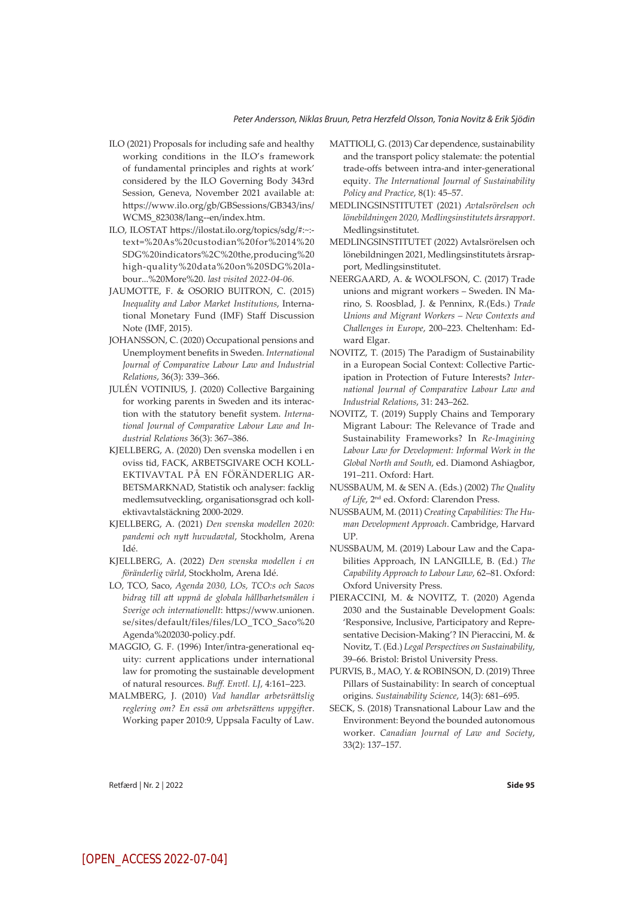ILO (2021) Proposals for including safe and healthy working conditions in the ILO's framework of fundamental principles and rights at work' considered by the ILO Governing Body 343rd Session, Geneva, November 2021 available at: https://www.ilo.org/gb/GBSessions/GB343/ins/WCMS_823038/lang--en/index.htm.

ILO, ILOSTAT https://ilostat.ilo.org/topics/sdg/#:~:-text=%20As%20custodian%20for%2014%20SDG%20indicators%2C%20the,producing%20high-quality%20data%20on%20SDG%20labour...%20More%20. *last visited 2022-04-06.*

JAUMOTTE, F. & OSORIO BUITRON, C. (2015) *Inequality and Labor Market Institutions*, International Monetary Fund (IMF) Staff Discussion Note (IMF, 2015).

JOHANSSON, C. (2020) Occupational pensions and Unemployment benefits in Sweden. *International Journal of Comparative Labour Law and Industrial Relations*, 36(3): 339–366.

JULÉN VOTINIUS, J. (2020) Collective Bargaining for working parents in Sweden and its interaction with the statutory benefit system. *International Journal of Comparative Labour Law and Industrial Relations* 36(3): 367–386.

KJELLBERG, A. (2020) Den svenska modellen i en oviss tid, FACK, ARBETSGIVARE OCH KOLLEKTIVAVTAL PÅ EN FÖRÄNDERLIG ARBETSMARKNAD, Statistik och analyser: facklig medlemsutveckling, organisationsgrad och kollektivavtalstäckning 2000-2029.

KJELLBERG, A. (2021) *Den svenska modellen 2020: pandemi och nytt huvudavtal*, Stockholm, Arena Idé.

KJELLBERG, A. (2022) *Den svenska modellen i en föränderlig värld*, Stockholm, Arena Idé.

LO, TCO, Saco, *Agenda 2030, LOs, TCO:s och Sacos bidrag till att uppnå de globala hållbarhetsmålen i Sverige och internationellt*: https://www.unionen.se/sites/default/files/files/LO_TCO_Saco%20Agenda%202030-policy.pdf.

MAGGIO, G. F. (1996) Inter/intra-generational equity: current applications under international law for promoting the sustainable development of natural resources. *Buff. Envtl. LJ*, 4:161–223.

MALMBERG, J. (2010) *Vad handlar arbetsrättslig reglering om? En essä om arbetsrättens uppgifter*. Working paper 2010:9, Uppsala Faculty of Law.

MATTIOLI, G. (2013) Car dependence, sustainability and the transport policy stalemate: the potential trade-offs between intra-and inter-generational equity. *The International Journal of Sustainability Policy and Practice*, 8(1): 45–57.

MEDLINGSINSTITUTET (2021) *Avtalsrörelsen och lönebildningen 2020, Medlingsinstitutets årsrapport*. Medlingsinstitutet.

MEDLINGSINSTITUTET (2022) Avtalsrörelsen och lönebildningen 2021, Medlingsinstitutets årsrapport, Medlingsinstitutet.

NEERGAARD, A. & WOOLFSON, C. (2017) Trade unions and migrant workers – Sweden. IN Marino, S. Roosblad, J. & Penninx, R.(Eds.) *Trade Unions and Migrant Workers – New Contexts and Challenges in Europe*, 200–223. Cheltenham: Edward Elgar.

NOVITZ, T. (2015) The Paradigm of Sustainability in a European Social Context: Collective Participation in Protection of Future Interests? *International Journal of Comparative Labour Law and Industrial Relations*, 31: 243–262.

NOVITZ, T. (2019) Supply Chains and Temporary Migrant Labour: The Relevance of Trade and Sustainability Frameworks? In *Re-Imagining Labour Law for Development: Informal Work in the Global North and South*, ed. Diamond Ashiagbor, 191–211. Oxford: Hart.

NUSSBAUM, M. & SEN A. (Eds.) (2002) *The Quality of Life*, 2nd ed. Oxford: Clarendon Press.

NUSSBAUM, M. (2011) *Creating Capabilities: The Human Development Approach*. Cambridge, Harvard UP.

NUSSBAUM, M. (2019) Labour Law and the Capabilities Approach, IN LANGILLE, B. (Ed.) *The Capability Approach to Labour Law*, 62–81. Oxford: Oxford University Press.

PIERACCINI, M. & NOVITZ, T. (2020) Agenda 2030 and the Sustainable Development Goals: 'Responsive, Inclusive, Participatory and Representative Decision-Making'? IN Pieraccini, M. & Novitz, T. (Ed.) *Legal Perspectives on Sustainability*, 39–66. Bristol: Bristol University Press.

PURVIS, B., MAO, Y. & ROBINSON, D. (2019) Three Pillars of Sustainability: In search of conceptual origins. *Sustainability Science*, 14(3): 681–695.

SECK, S. (2018) Transnational Labour Law and the Environment: Beyond the bounded autonomous worker. *Canadian Journal of Law and Society*, 33(2): 137–157.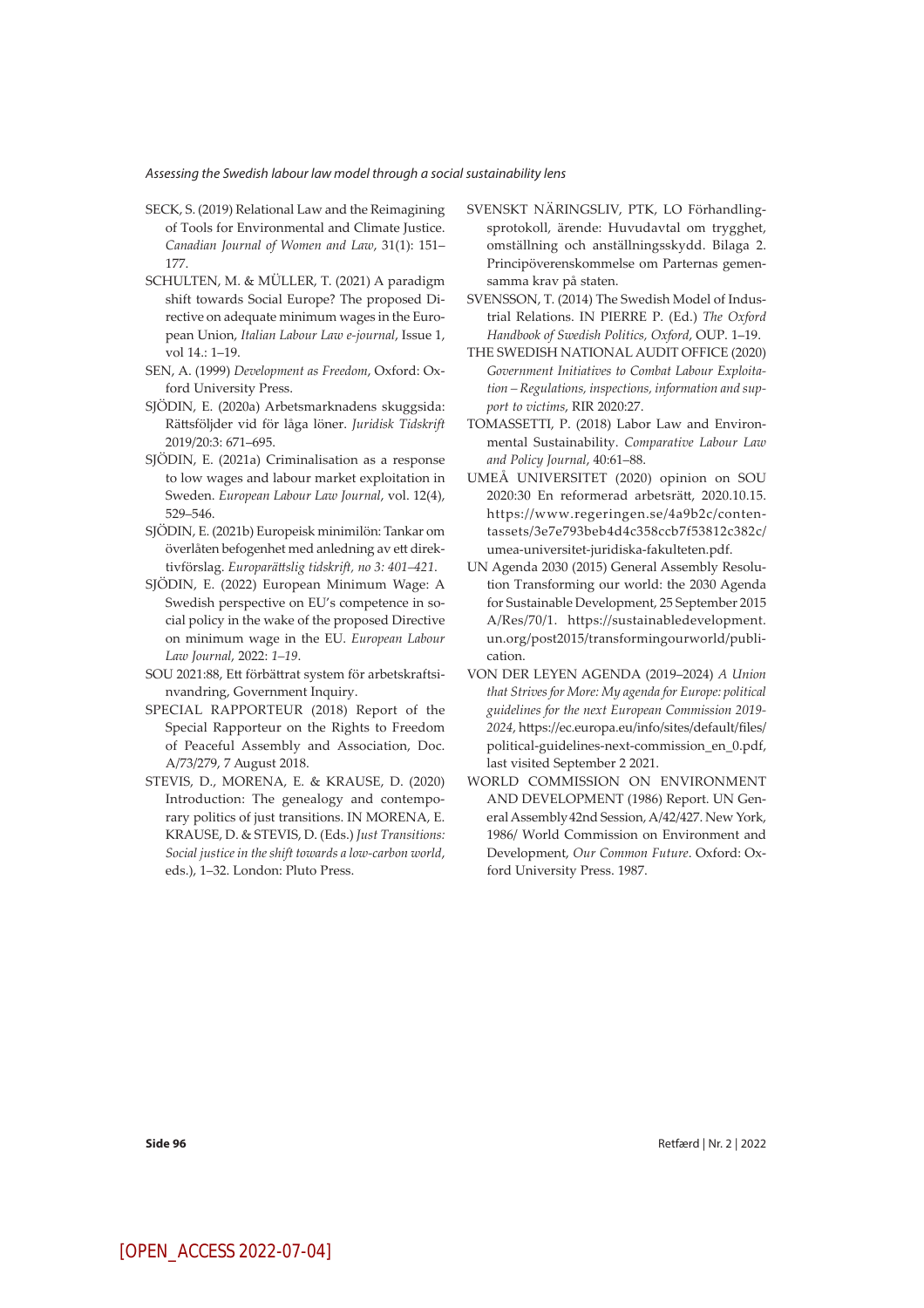SECK, S. (2019) Relational Law and the Reimagining of Tools for Environmental and Climate Justice. *Canadian Journal of Women and Law*, 31(1): 151–177.

SCHULTEN, M. & MÜLLER, T. (2021) A paradigm shift towards Social Europe? The proposed Directive on adequate minimum wages in the European Union, *Italian Labour Law e-journal*, Issue 1, vol 14.: 1–19.

SEN, A. (1999) *Development as Freedom*, Oxford: Oxford University Press.

SJÖDIN, E. (2020a) Arbetsmarknadens skuggsida: Rättsföljder vid för låga löner. *Juridisk Tidskrift* 2019/20:3: 671–695.

SJÖDIN, E. (2021a) Criminalisation as a response to low wages and labour market exploitation in Sweden. *European Labour Law Journal*, vol. 12(4), 529–546.

SJÖDIN, E. (2021b) Europeisk minimilön: Tankar om överlåten befogenhet med anledning av ett direktivförslag. *Europarättslig tidskrift, no 3: 401–421.*

SJÖDIN, E. (2022) European Minimum Wage: A Swedish perspective on EU's competence in social policy in the wake of the proposed Directive on minimum wage in the EU. *European Labour Law Journal*, 2022: *1–19.*

SOU 2021:88, Ett förbättrat system för arbetskraftsinvandring, Government Inquiry.

SPECIAL RAPPORTEUR (2018) Report of the Special Rapporteur on the Rights to Freedom of Peaceful Assembly and Association, Doc. A/73/279, 7 August 2018.

STEVIS, D., MORENA, E. & KRAUSE, D. (2020) Introduction: The genealogy and contemporary politics of just transitions. IN MORENA, E. KRAUSE, D. & STEVIS, D. (Eds.) *Just Transitions: Social justice in the shift towards a low-carbon world*, eds.), 1–32. London: Pluto Press.

SVENSKT NÄRINGSLIV, PTK, LO Förhandlingsprotokoll, ärende: Huvudavtal om trygghet, omställning och anställningsskydd. Bilaga 2. Principöverenskommelse om Parternas gemensamma krav på staten.

SVENSSON, T. (2014) The Swedish Model of Industrial Relations. IN PIERRE P. (Ed.) *The Oxford Handbook of Swedish Politics, Oxford*, OUP. 1–19.

THE SWEDISH NATIONAL AUDIT OFFICE (2020) *Government Initiatives to Combat Labour Exploitation – Regulations, inspections, information and support to victims*, RIR 2020:27.

TOMASSETTI, P. (2018) Labor Law and Environmental Sustainability. *Comparative Labour Law and Policy Journal*, 40:61–88.

UMEÅ UNIVERSITET (2020) opinion on SOU 2020:30 En reformerad arbetsrätt, 2020.10.15. https://www.regeringen.se/4a9b2c/contentassets/3e7e793beb4d4c358ccb7f53812c382c/umea-universitet-juridiska-fakulteten.pdf.

UN Agenda 2030 (2015) General Assembly Resolution Transforming our world: the 2030 Agenda for Sustainable Development, 25 September 2015 A/Res/70/1. https://sustainabledevelopment.un.org/post2015/transformingourworld/publication.

VON DER LEYEN AGENDA (2019–2024) *A Union that Strives for More: My agenda for Europe: political guidelines for the next European Commission 2019-2024*, https://ec.europa.eu/info/sites/default/files/political-guidelines-next-commission_en_0.pdf, last visited September 2 2021.

WORLD COMMISSION ON ENVIRONMENT AND DEVELOPMENT (1986) Report. UN General Assembly 42nd Session, A/42/427. New York, 1986/ World Commission on Environment and Development, *Our Common Future*. Oxford: Oxford University Press. 1987.